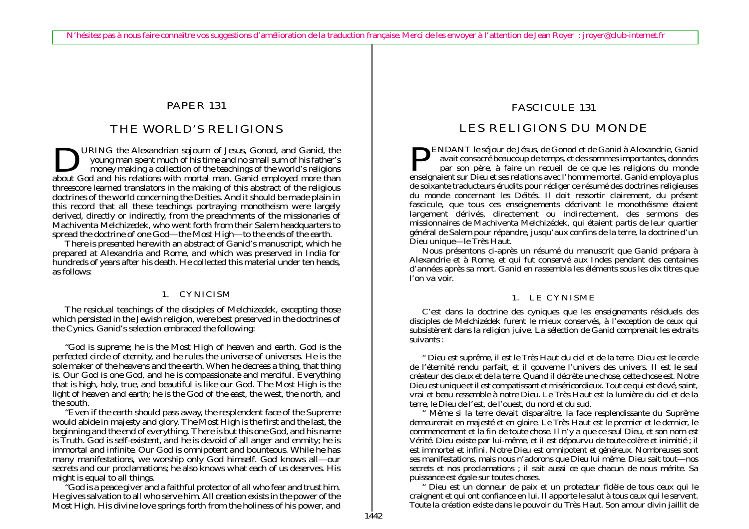N'hésitez pas à nous faire connaître vos suggestions d'amélioration de la traduction française. Merci de les envoyer à l'attention de Jean Royer : jroyer@club-internet.fr

# PAPER 131

# THE WORLD'S RELIGIONS

DURING the Alexandrian sojourn of Jesus, Gonod, and Ganid, the young man spent much of his time and no small sum of his father's money making a collection of the teachings of the world's religions about God and his relations with mortal man. Ganid employed more than threescore learned translators in the making of this abstract of the religious doctrines of the world concerning the Deities. And it should be made plain in this record that all these teachings portraying monotheism were largely derived, directly or indirectly, from the preachments of the missionaries of Machiventa Melchizedek, who went forth from their Salem headquarters to spread the doctrine of one God—the Most High—to the ends of the earth.

There is presented herewith an abstract of Ganid's manuscript, which he prepared at Alexandria and Rome, and which was preserved in India for hundreds of years after his death. He collected this material under ten heads, as follows:

## 1. CYNICISM

The residual teachings of the disciples of Melchizedek, excepting those which persisted in the Jewish religion, were best preserved in the doctrines of the Cynics. Ganid's selection embraced the following:

"God is supreme; he is the Most High of heaven and earth. God is the perfected circle of eternity, and he rules the universe of universes. He is the sole maker of the heavens and the earth. When he decrees a thing, that thing is. Our God is one God, and he is compassionate and merciful. Everything that is high, holy, true, and beautiful is like our God. The Most High is the light of heaven and earth; he is the God of the east, the west, the north, and the south.

"Even if the earth should pass away, the resplendent face of the Supreme would abide in majesty and glory. The Most High is the first and the last, the beginning and the end of everything. There is but this one God, and his name is Truth. God is self-existent, and he is devoid of all anger and enmity; he is immortal and infinite. Our God is omnipotent and bounteous. While he has many manifestations, we worship only God himself. God knows all—our secrets and our proclamations; he also knows what each of us deserves. His might is equal to all things.

"God is a peace giver and a faithful protector of all who fear and trust him. He gives salvation to all who serve him. All creation exists in the power of the Most High. His divine love springs forth from the holiness of his power, and

# FASCICULE 131

# LES RELIGIONS DU MONDE

PENDANT le séjour de Jésus, de Gonod et de Ganid à Alexandrie, Ganid avait consacré beaucoup de temps, et des sommes importantes, données par son père, à faire un recueil de ce que les religions du monde enseignaient sur Dieu et ses relations avec l'homme mortel. Ganid employa plus de soixante traducteurs érudits pour rédiger ce résumé des doctrines religieuses du monde concernant les Déités. Il doit ressortir clairement, du présent fascicule, que tous ces enseignements décrivant le monothéisme étaient largement dérivés, directement ou indirectement, des sermons des missionnaires de Machiventa Melchizédek, qui étaient partis de leur quartier général de Salem pour répandre, jusqu'aux confins de la terre, la doctrine d'un Dieu unique—le Très Haut.

Nous présentons ci-après un résumé du manuscrit que Ganid prépara à Alexandrie et à Rome, et qui fut conservé aux Indes pendant des centaines d'années après sa mort. Ganid en rassembla les éléments sous les dix titres que l'on va voir.

## 1. LE CYNISME

C'est dans la doctrine des cyniques que les enseignements résiduels des disciples de Melchizédek furent le mieux conservés, à l'exception de ceux qui subsistèrent dans la religion juive. La sélection de Ganid comprenait les extraits suivants :

“ Dieu est suprême, il est le Très Haut du ciel et de la terre. Dieu est le cercle de l'éternité rendu parfait, et il gouverne l'univers des univers. Il est le seul créateur des cieux et de la terre. Quand il décrète une chose, cette chose est. Notre Dieu est unique et il est compatissant et miséricordieux. Tout ce qui est élevé, saint, vrai et beau ressemble à notre Dieu. Le Très Haut est la lumière du ciel et de la terre, le Dieu de l'est, de l'ouest, du nord et du sud.

“ Même si la terre devait disparaître, la face resplendissante du Suprême demeurerait en majesté et en gloire. Le Très Haut est le premier et le dernier, le commencement et la fin de toute chose. Il n'y a que ce seul Dieu, et son nom est Vérité. Dieu existe par lui-même, et il est dépourvu de toute colère et inimitié ; il est immortel et infini. Notre Dieu est omnipotent et généreux. Nombreuses sont ses manifestations, mais nous n'adorons que Dieu lui même. Dieu sait tout—nos secrets et nos proclamations ; il sait aussi ce que chacun de nous mérite. Sa puissance est égale sur toutes choses.

“ Dieu est un donneur de paix et un protecteur fidèle de tous ceux qui le craignent et qui ont confiance en lui. Il apporte le salut à tous ceux qui le servent. Toute la création existe dans le pouvoir du Très Haut. Son amour divin jaillit de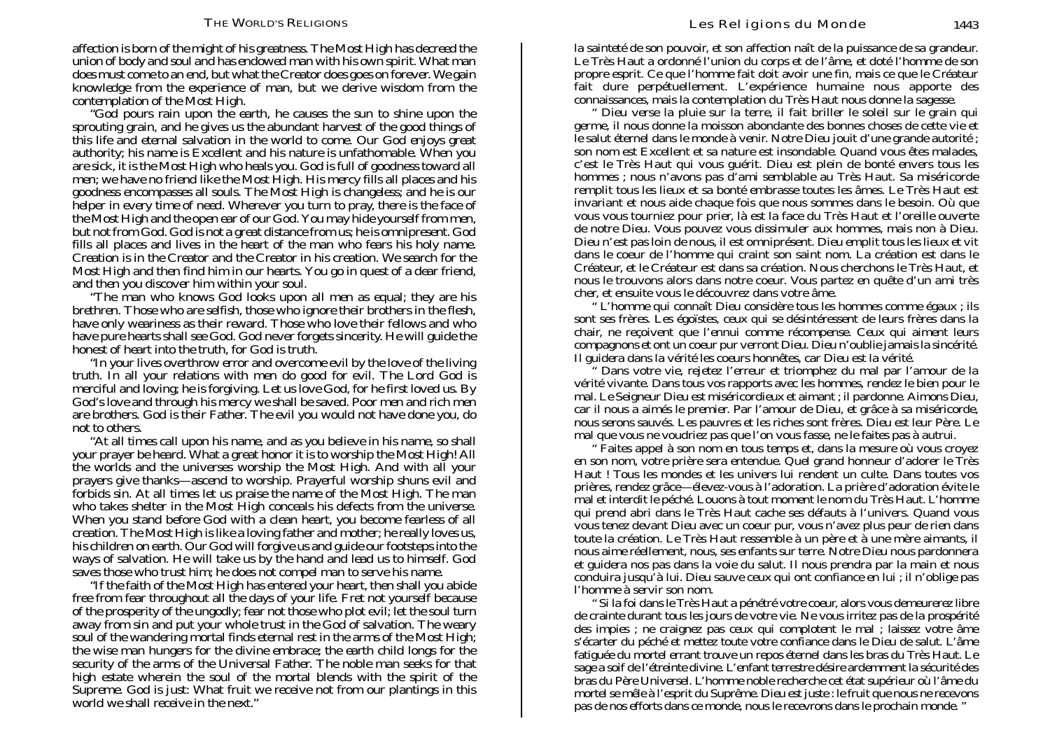affection is born of the might of his greatness. The Most High has decreed the union of body and soul and has endowed man with his own spirit. What man does must come to an end, but what the Creator does goes on forever. We gain knowledge from the experience of man, but we derive wisdom from the contemplation of the Most High.

"God pours rain upon the earth, he causes the sun to shine upon the sprouting grain, and he gives us the abundant harvest of the good things of this life and eternal salvation in the world to come. Our God enjoys great authority; his name is Excellent and his nature is unfathomable. When you are sick, it is the Most High who heals you. God is full of goodness toward all men; we have no friend like the Most High. His mercy fills all places and his goodness encompasses all souls. The Most High is changeless; and he is our helper in every time of need. Wherever you turn to pray, there is the face of the Most High and the open ear of our God. You may hide yourself from men, but not from God. God is not a great distance from us; he is omnipresent. God fills all places and lives in the heart of the man who fears his holy name. Creation is in the Creator and the Creator in his creation. We search for the Most High and then find him in our hearts. You go in quest of a dear friend, and then you discover him within your soul.

"The man who knows God looks upon all men as equal; they are his brethren. Those who are selfish, those who ignore their brothers in the flesh, have only weariness as their reward. Those who love their fellows and who have pure hearts shall see God. God never forgets sincerity. He will guide the honest of heart into the truth, for God is truth.

"In your lives overthrow error and overcome evil by the love of the living truth. In all your relations with men do good for evil. The Lord God is merciful and loving; he is forgiving. Let us love God, for he first loved us. By God's love and through his mercy we shall be saved. Poor men and rich men are brothers. God is their Father. The evil you would not have done you, do not to others.

"At all times call upon his name, and as you believe in his name, so shall your prayer be heard. What a great honor it is to worship the Most High! All the worlds and the universes worship the Most High. And with all your prayers give thanks—ascend to worship. Prayerful worship shuns evil and forbids sin. At all times let us praise the name of the Most High. The man who takes shelter in the Most High conceals his defects from the universe. When you stand before God with a clean heart, you become fearless of all creation. The Most High is like a loving father and mother; he really loves us, his children on earth. Our God will forgive us and guide our footsteps into the ways of salvation. He will take us by the hand and lead us to himself. God saves those who trust him; he does not compel man to serve his name.

"If the faith of the Most High has entered your heart, then shall you abide free from fear throughout all the days of your life. Fret not yourself because of the prosperity of the ungodly; fear not those who plot evil; let the soul turn away from sin and put your whole trust in the God of salvation. The weary soul of the wandering mortal finds eternal rest in the arms of the Most High; the wise man hungers for the divine embrace; the earth child longs for the security of the arms of the Universal Father. The noble man seeks for that high estate wherein the soul of the mortal blends with the spirit of the Supreme. God is just: What fruit we receive not from our plantings in this world we shall receive in the next."

la sainteté de son pouvoir, et son affection naît de la puissance de sa grandeur. Le Très Haut a ordonné l'union du corps et de l'âme, et doté l'homme de son propre esprit. Ce que l'homme fait doit avoir une fin, mais ce que le Créateur fait dure perpétuellement. L'expérience humaine nous apporte des connaissances, mais la contemplation du Très Haut nous donne la sagesse.

" Dieu verse la pluie sur la terre, il fait briller le soleil sur le grain qui germe, il nous donne la moisson abondante des bonnes choses de cette vie et le salut éternel dans le monde à venir. Notre Dieu jouit d'une grande autorité ; son nom est Excellent et sa nature est insondable. Quand vous êtes malades, c'est le Très Haut qui vous guérit. Dieu est plein de bonté envers tous les hommes ; nous n'avons pas d'ami semblable au Très Haut. Sa miséricorde remplit tous les lieux et sa bonté embrasse toutes les âmes. Le Très Haut est invariant et nous aide chaque fois que nous sommes dans le besoin. Où que vous vous tourniez pour prier, là est la face du Très Haut et l'oreille ouverte de notre Dieu. Vous pouvez vous dissimuler aux hommes, mais non à Dieu. Dieu n'est pas loin de nous, il est omniprésent. Dieu emplit tous les lieux et vit dans le coeur de l'homme qui craint son saint nom. La création est dans le Créateur, et le Créateur est dans sa création. Nous cherchons le Très Haut, et nous le trouvons alors dans notre coeur. Vous partez en quête d'un ami très cher, et ensuite vous le découvrez dans votre âme.

" L'homme qui connaît Dieu considère tous les hommes comme égaux ; ils sont ses frères. Les égoïstes, ceux qui se désintéressent de leurs frères dans la chair, ne reçoivent que l'ennui comme récompense. Ceux qui aiment leurs compagnons et ont un coeur pur verront Dieu. Dieu n'oublie jamais la sincérité. Il guidera dans la vérité les coeurs honnêtes, car Dieu est la vérité.

" Dans votre vie, rejetez l'erreur et triomphez du mal par l'amour de la vérité vivante. Dans tous vos rapports avec les hommes, rendez le bien pour le mal. Le Seigneur Dieu est miséricordieux et aimant ; il pardonne. Aimons Dieu, car il nous a aimés le premier. Par l'amour de Dieu, et grâce à sa miséricorde, nous serons sauvés. Les pauvres et les riches sont frères. Dieu est leur Père. Le mal que vous ne voudriez pas que l'on vous fasse, ne le faites pas à autrui.

" Faites appel à son nom en tous temps et, dans la mesure où vous croyez en son nom, votre prière sera entendue. Quel grand honneur d'adorer le Très Haut ! Tous les mondes et les univers lui rendent un culte. Dans toutes vos prières, rendez grâce—élevez-vous à l'adoration. La prière d'adoration évite le mal et interdit le péché. Louons à tout moment le nom du Très Haut. L'homme qui prend abri dans le Très Haut cache ses défauts à l'univers. Quand vous vous tenez devant Dieu avec un coeur pur, vous n'avez plus peur de rien dans toute la création. Le Très Haut ressemble à un père et à une mère aimants, il nous aime réellement, nous, ses enfants sur terre. Notre Dieu nous pardonnera et guidera nos pas dans la voie du salut. Il nous prendra par la main et nous conduira jusqu'à lui. Dieu sauve ceux qui ont confiance en lui ; il n'oblige pas l'homme à servir son nom.

" Si la foi dans le Très Haut a pénétré votre coeur, alors vous demeurerez libre de crainte durant tous les jours de votre vie. Ne vous irritez pas de la prospérité des impies ; ne craignez pas ceux qui complotent le mal ; laissez votre âme s'écarter du péché et mettez toute votre confiance dans le Dieu de salut. L'âme fatiguée du mortel errant trouve un repos éternel dans les bras du Très Haut. Le sage a soif de l'étreinte divine. L'enfant terrestre désire ardemment la sécurité des bras du Père Universel. L'homme noble recherche cet état supérieur où l'âme du mortel se mêle à l'esprit du Suprême. Dieu est juste : le fruit que nous ne recevons pas de nos efforts dans ce monde, nous le recevrons dans le prochain monde. "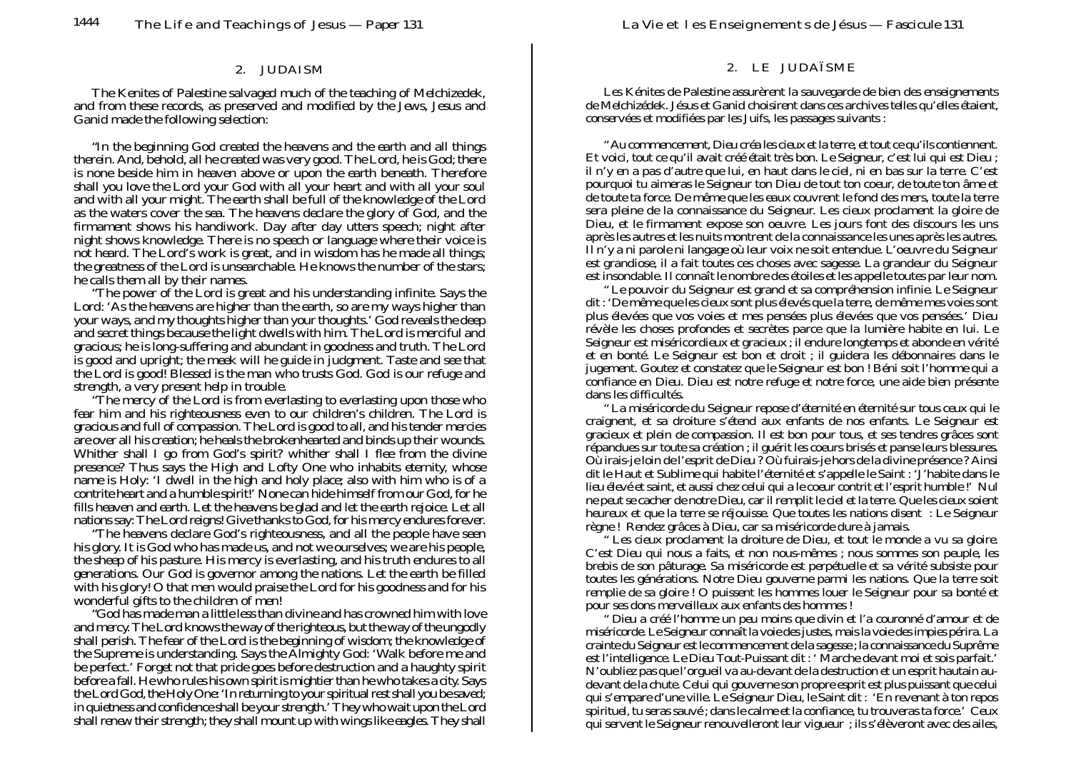## 2. JUDAISM

The Kenites of Palestine salvaged much of the teaching of Melchizedek, and from these records, as preserved and modified by the Jews, Jesus and Ganid made the following selection:

"In the beginning God created the heavens and the earth and all things therein. And, behold, all he created was very good. The Lord, he is God; there is none beside him in heaven above or upon the earth beneath. Therefore shall you love the Lord your God with all your heart and with all your soul and with all your might. The earth shall be full of the knowledge of the Lord as the waters cover the sea. The heavens declare the glory of God, and the firmament shows his handiwork. Day after day utters speech; night after night shows knowledge. There is no speech or language where their voice is not heard. The Lord's work is great, and in wisdom has he made all things; the greatness of the Lord is unsearchable. He knows the number of the stars; he calls them all by their names.

"The power of the Lord is great and his understanding infinite. Says the Lord: 'As the heavens are higher than the earth, so are my ways higher than your ways, and my thoughts higher than your thoughts.' God reveals the deep and secret things because the light dwells with him. The Lord is merciful and gracious; he is long-suffering and abundant in goodness and truth. The Lord is good and upright; the meek will he guide in judgment. Taste and see that the Lord is good! Blessed is the man who trusts God. God is our refuge and strength, a very present help in trouble.

"The mercy of the Lord is from everlasting to everlasting upon those who fear him and his righteousness even to our children's children. The Lord is gracious and full of compassion. The Lord is good to all, and his tender mercies are over all his creation; he heals the brokenhearted and binds up their wounds. Whither shall I go from God's spirit? whither shall I flee from the divine presence? Thus says the High and Lofty One who inhabits eternity, whose name is Holy: 'I dwell in the high and holy place; also with him who is of a contrite heart and a humble spirit!' None can hide himself from our God, for he fills heaven and earth. Let the heavens be glad and let the earth rejoice. Let all nations say: The Lord reigns! Give thanks to God, for his mercy endures forever.

"The heavens declare God's righteousness, and all the people have seen his glory. It is God who has made us, and not we ourselves; we are his people, the sheep of his pasture. His mercy is everlasting, and his truth endures to all generations. Our God is governor among the nations. Let the earth be filled with his glory! O that men would praise the Lord for his goodness and for his wonderful gifts to the children of men!

"God has made man a little less than divine and has crowned him with love and mercy. The Lord knows the way of the righteous, but the way of the ungodly shall perish. The fear of the Lord is the beginning of wisdom; the knowledge of the Supreme is understanding. Says the Almighty God: 'Walk before me and be perfect.' Forget not that pride goes before destruction and a haughty spirit before a fall. He who rules his own spirit is mightier than he who takes a city. Says the Lord God, the Holy One: 'In returning to your spiritual rest shall you be saved; in quietness and confidence shall be your strength.' They who wait upon the Lord shall renew their strength; they shall mount up with wings like eagles. They shall

## 2. LE JUDAÏSME

Les Kénites de Palestine assurèrent la sauvegarde de bien des enseignements de Melchizédek. Jésus et Ganid choisirent dans ces archives telles qu'elles étaient, conservées et modifiées par les Juifs, les passages suivants :

" Au commencement, Dieu créa les cieux et la terre, et tout ce qu'ils contiennent. Et voici, tout ce qu'il avait créé était très bon. Le Seigneur, c'est lui qui est Dieu ; il n'y en a pas d'autre que lui, en haut dans le ciel, ni en bas sur la terre. C'est pourquoi tu aimeras le Seigneur ton Dieu de tout ton coeur, de toute ton âme et de toute ta force. De même que les eaux couvrent le fond des mers, toute la terre sera pleine de la connaissance du Seigneur. Les cieux proclament la gloire de Dieu, et le firmament expose son oeuvre. Les jours font des discours les uns après les autres et les nuits montrent de la connaissance les unes après les autres. Il n'y a ni parole ni langage où leur voix ne soit entendue. L'oeuvre du Seigneur est grandiose, il a fait toutes ces choses avec sagesse. La grandeur du Seigneur est insondable. Il connaît le nombre des étoiles et les appelle toutes par leur nom.

" Le pouvoir du Seigneur est grand et sa compréhension infinie. Le Seigneur dit : 'De même que les cieux sont plus élevés que la terre, de même mes voies sont plus élevées que vos voies et mes pensées plus élevées que vos pensées.' Dieu révèle les choses profondes et secrètes parce que la lumière habite en lui. Le Seigneur est miséricordieux et gracieux ; il endure longtemps et abonde en vérité et en bonté. Le Seigneur est bon et droit ; il guidera les débonnaires dans le jugement. Goutez et constatez que le Seigneur est bon ! Béni soit l'homme qui a confiance en Dieu. Dieu est notre refuge et notre force, une aide bien présente dans les difficultés.

" La miséricorde du Seigneur repose d'éternité en éternité sur tous ceux qui le craignent, et sa droiture s'étend aux enfants de nos enfants. Le Seigneur est gracieux et plein de compassion. Il est bon pour tous, et ses tendres grâces sont répandues sur toute sa création ; il guérit les coeurs brisés et panse leurs blessures. Où irais-je loin de l'esprit de Dieu ? Où fuirais-je hors de la divine présence ? Ainsi dit le Haut et Sublime qui habite l'éternité et s'appelle le Saint : 'J'habite dans le lieu élevé et saint, et aussi chez celui qui a le coeur contrit et l'esprit humble !' Nul ne peut se cacher de notre Dieu, car il remplit le ciel et la terre. Que les cieux soient heureux et que la terre se réjouisse. Que toutes les nations disent : Le Seigneur règne ! Rendez grâces à Dieu, car sa miséricorde dure à jamais.

" Les cieux proclament la droiture de Dieu, et tout le monde a vu sa gloire. C'est Dieu qui nous a faits, et non nous-mêmes ; nous sommes son peuple, les brebis de son pâturage. Sa miséricorde est perpétuelle et sa vérité subsiste pour toutes les générations. Notre Dieu gouverne parmi les nations. Que la terre soit remplie de sa gloire ! O puissent les hommes louer le Seigneur pour sa bonté et pour ses dons merveilleux aux enfants des hommes !

" Dieu a créé l'homme un peu moins que divin et l'a couronné d'amour et de miséricorde. Le Seigneur connaît la voie des justes, mais la voie des impies périra. La crainte du Seigneur est le commencement de la sagesse ; la connaissance du Suprême est l'intelligence. Le Dieu Tout-Puissant dit : ' Marche devant moi et sois parfait.' N'oubliez pas que l'orgueil va au-devant de la destruction et un esprit hautain au-devant de la chute. Celui qui gouverne son propre esprit est plus puissant que celui qui s'empare d'une ville. Le Seigneur Dieu, le Saint dit : 'En revenant à ton repos spirituel, tu seras sauvé ; dans le calme et la confiance, tu trouveras ta force.' Ceux qui servent le Seigneur renouvelleront leur vigueur ; ils s'élèveront avec des ailes,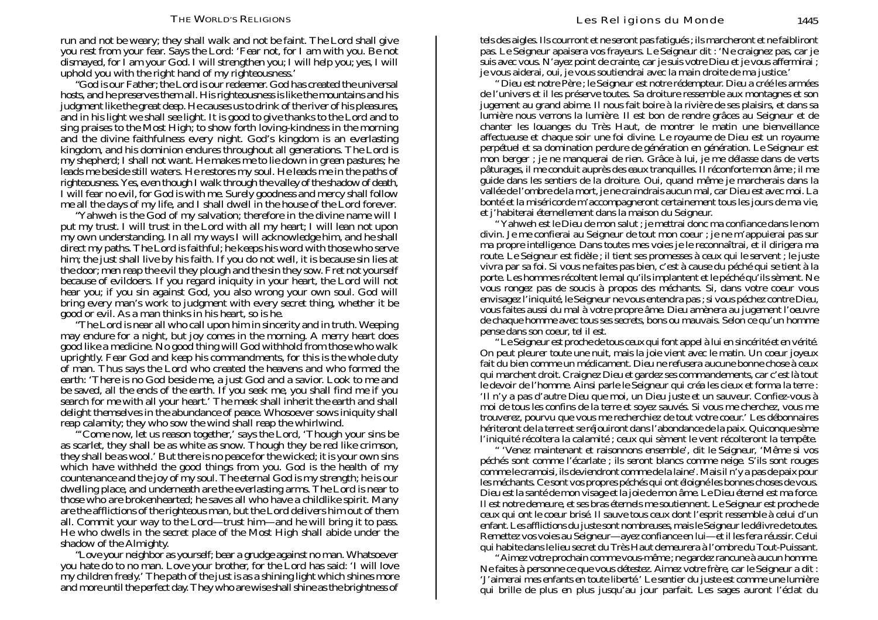run and not be weary; they shall walk and not be faint. The Lord shall give you rest from your fear. Says the Lord: 'Fear not, for I am with you. Be not dismayed, for I am your God. I will strengthen you; I will help you; yes, I will uphold you with the right hand of my righteousness.'

"God is our Father; the Lord is our redeemer. God has created the universal hosts, and he preserves them all. His righteousness is like the mountains and his judgment like the great deep. He causes us to drink of the river of his pleasures, and in his light we shall see light. It is good to give thanks to the Lord and to sing praises to the Most High; to show forth loving-kindness in the morning and the divine faithfulness every night. God's kingdom is an everlasting kingdom, and his dominion endures throughout all generations. The Lord is my shepherd; I shall not want. He makes me to lie down in green pastures; he leads me beside still waters. He restores my soul. He leads me in the paths of righteousness. Yes, even though I walk through the valley of the shadow of death, I will fear no evil, for God is with me. Surely goodness and mercy shall follow me all the days of my life, and I shall dwell in the house of the Lord forever.

"Yahweh is the God of my salvation; therefore in the divine name will I put my trust. I will trust in the Lord with all my heart; I will lean not upon my own understanding. In all my ways I will acknowledge him, and he shall direct my paths. The Lord is faithful; he keeps his word with those who serve him; the just shall live by his faith. If you do not well, it is because sin lies at the door; men reap the evil they plough and the sin they sow. Fret not yourself because of evildoers. If you regard iniquity in your heart, the Lord will not hear you; if you sin against God, you also wrong your own soul. God will bring every man's work to judgment with every secret thing, whether it be good or evil. As a man thinks in his heart, so is he.

"The Lord is near all who call upon him in sincerity and in truth. Weeping may endure for a night, but joy comes in the morning. A merry heart does good like a medicine. No good thing will God withhold from those who walk uprightly. Fear God and keep his commandments, for this is the whole duty of man. Thus says the Lord who created the heavens and who formed the earth: 'There is no God beside me, a just God and a savior. Look to me and be saved, all the ends of the earth. If you seek me, you shall find me if you search for me with all your heart.' The meek shall inherit the earth and shall delight themselves in the abundance of peace. Whosoever sows iniquity shall reap calamity; they who sow the wind shall reap the whirlwind.

"'Come now, let us reason together,' says the Lord, 'Though your sins be as scarlet, they shall be as white as snow. Though they be red like crimson, they shall be as wool.' But there is no peace for the wicked; it is your own sins which have withheld the good things from you. God is the health of my countenance and the joy of my soul. The eternal God is my strength; he is our dwelling place, and underneath are the everlasting arms. The Lord is near to those who are brokenhearted; he saves all who have a childlike spirit. Many are the afflictions of the righteous man, but the Lord delivers him out of them all. Commit your way to the Lord—trust him—and he will bring it to pass. He who dwells in the secret place of the Most High shall abide under the shadow of the Almighty.

"Love your neighbor as yourself; bear a grudge against no man. Whatsoever you hate do to no man. Love your brother, for the Lord has said: 'I will love my children freely.' The path of the just is as a shining light which shines more and more until the perfect day. They who are wise shall shine as the brightness of

tels des aigles. Ils courront et ne seront pas fatigués ; ils marcheront et ne faibliront pas. Le Seigneur apaisera vos frayeurs. Le Seigneur dit : 'Ne craignez pas, car je suis avec vous. N'ayez point de crainte, car je suis votre Dieu et je vous affermirai ; je vous aiderai, oui, je vous soutiendrai avec la main droite de ma justice.'

" Dieu est notre Père ; le Seigneur est notre rédempteur. Dieu a créé les armées de l'univers et il les préserve toutes. Sa droiture ressemble aux montagnes et son jugement au grand abime. Il nous fait boire à la rivière de ses plaisirs, et dans sa lumière nous verrons la lumière. Il est bon de rendre grâces au Seigneur et de chanter les louanges du Très Haut, de montrer le matin une bienveillance affectueuse et chaque soir une foi divine. Le royaume de Dieu est un royaume perpétuel et sa domination perdure de génération en génération. Le Seigneur est mon berger ; je ne manquerai de rien. Grâce à lui, je me délasse dans de verts pâturages, il me conduit auprès des eaux tranquilles. Il réconforte mon âme ; il me guide dans les sentiers de la droiture. Oui, quand même je marcherais dans la vallée de l'ombre de la mort, je ne craindrais aucun mal, car Dieu est avec moi. La bonté et la miséricorde m'accompagneront certainement tous les jours de ma vie, et j'habiterai éternellement dans la maison du Seigneur.

" Yahweh est le Dieu de mon salut ; je mettrai donc ma confiance dans le nom divin. Je me confierai au Seigneur de tout mon coeur ; je ne m'appuierai pas sur ma propre intelligence. Dans toutes mes voies je le reconnaîtrai, et il dirigera ma route. Le Seigneur est fidèle ; il tient ses promesses à ceux qui le servent ; le juste vivra par sa foi. Si vous ne faites pas bien, c'est à cause du péché qui se tient à la porte. Les hommes récoltent le mal qu'ils implantent et le péché qu'ils sèment. Ne vous rongez pas de soucis à propos des méchants. Si, dans votre coeur vous envisagez l'iniquité, le Seigneur ne vous entendra pas ; si vous péchez contre Dieu, vous faites aussi du mal à votre propre âme. Dieu amènera au jugement l'oeuvre de chaque homme avec tous ses secrets, bons ou mauvais. Selon ce qu'un homme pense dans son coeur, tel il est.

" Le Seigneur est proche de tous ceux qui font appel à lui en sincérité et en vérité. On peut pleurer toute une nuit, mais la joie vient avec le matin. Un coeur joyeux fait du bien comme un médicament. Dieu ne refusera aucune bonne chose à ceux qui marchent droit. Craignez Dieu et gardez ses commandements, car c'est là tout le devoir de l'homme. Ainsi parle le Seigneur qui créa les cieux et forma la terre : 'Il n'y a pas d'autre Dieu que moi, un Dieu juste et un sauveur. Confiez-vous à moi de tous les confins de la terre et soyez sauvés. Si vous me cherchez, vous me trouverez, pourvu que vous me recherchiez de tout votre coeur.' Les débonnaires hériteront de la terre et se réjouiront dans l'abondance de la paix. Quiconque sème l'iniquité récoltera la calamité ; ceux qui sèment le vent récolteront la tempête.

" 'Venez maintenant et raisonnons ensemble', dit le Seigneur, 'Même si vos péchés sont comme l'écarlate ; ils seront blancs comme neige. S'ils sont rouges comme le cramoisi, ils deviendront comme de la laine'. Mais il n'y a pas de paix pour les méchants. Ce sont vos propres péchés qui ont éloigné les bonnes choses de vous. Dieu est la santé de mon visage et la joie de mon âme. Le Dieu éternel est ma force. Il est notre demeure, et ses bras éternels me soutiennent. Le Seigneur est proche de ceux qui ont le coeur brisé. Il sauve tous ceux dont l'esprit ressemble à celui d'un enfant. Les afflictions du juste sont nombreuses, mais le Seigneur le délivre de toutes. Remettez vos voies au Seigneur—ayez confiance en lui—et il les fera réussir. Celui qui habite dans le lieu secret du Très Haut demeurera à l'ombre du Tout-Puissant.

" Aimez votre prochain comme vous-même ; ne gardez rancune à aucun homme. Ne faites à personne ce que vous détestez. Aimez votre frère, car le Seigneur a dit : 'J'aimerai mes enfants en toute liberté.' Le sentier du juste est comme une lumière qui brille de plus en plus jusqu'au jour parfait. Les sages auront l'éclat du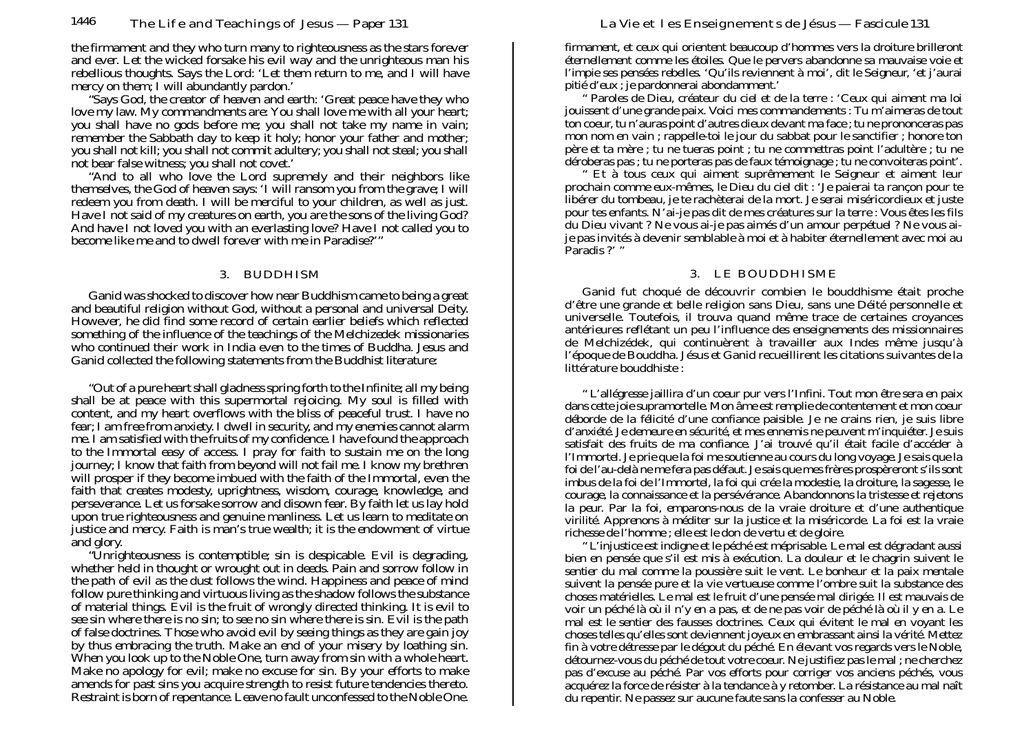the firmament and they who turn many to righteousness as the stars forever and ever. Let the wicked forsake his evil way and the unrighteous man his rebellious thoughts. Says the Lord: 'Let them return to me, and I will have mercy on them; I will abundantly pardon.'

"Says God, the creator of heaven and earth: 'Great peace have they who love my law. My commandments are: You shall love me with all your heart; you shall have no gods before me; you shall not take my name in vain; remember the Sabbath day to keep it holy; honor your father and mother; you shall not kill; you shall not commit adultery; you shall not steal; you shall not bear false witness; you shall not covet.'

"And to all who love the Lord supremely and their neighbors like themselves, the God of heaven says: 'I will ransom you from the grave; I will redeem you from death. I will be merciful to your children, as well as just. Have I not said of my creatures on earth, you are the sons of the living God? And have I not loved you with an everlasting love? Have I not called you to become like me and to dwell forever with me in Paradise?'"

## 3. BUDDHISM

Ganid was shocked to discover how near Buddhism came to being a great and beautiful religion without God, without a personal and universal Deity. However, he did find some record of certain earlier beliefs which reflected something of the influence of the teachings of the Melchizedek missionaries who continued their work in India even to the times of Buddha. Jesus and Ganid collected the following statements from the Buddhist literature:

"Out of a pure heart shall gladness spring forth to the Infinite; all my being shall be at peace with this supermortal rejoicing. My soul is filled with content, and my heart overflows with the bliss of peaceful trust. I have no fear; I am free from anxiety. I dwell in security, and my enemies cannot alarm me. I am satisfied with the fruits of my confidence. I have found the approach to the Immortal easy of access. I pray for faith to sustain me on the long journey; I know that faith from beyond will not fail me. I know my brethren will prosper if they become imbued with the faith of the Immortal, even the faith that creates modesty, uprightness, wisdom, courage, knowledge, and perseverance. Let us forsake sorrow and disown fear. By faith let us lay hold upon true righteousness and genuine manliness. Let us learn to meditate on justice and mercy. Faith is man's true wealth; it is the endowment of virtue and glory.

"Unrighteousness is contemptible; sin is despicable. Evil is degrading, whether held in thought or wrought out in deeds. Pain and sorrow follow in the path of evil as the dust follows the wind. Happiness and peace of mind follow pure thinking and virtuous living as the shadow follows the substance of material things. Evil is the fruit of wrongly directed thinking. It is evil to see sin where there is no sin; to see no sin where there is sin. Evil is the path of false doctrines. Those who avoid evil by seeing things as they are gain joy by thus embracing the truth. Make an end of your misery by loathing sin. When you look up to the Noble One, turn away from sin with a whole heart. Make no apology for evil; make no excuse for sin. By your efforts to make amends for past sins you acquire strength to resist future tendencies thereto. Restraint is born of repentance. Leave no fault unconfessed to the Noble One.

---

firmament, et ceux qui orientent beaucoup d'hommes vers la droiture brilleront éternellement comme les étoiles. Que le pervers abandonne sa mauvaise voie et l'impie ses pensées rebelles. 'Qu'ils reviennent à moi', dit le Seigneur, 'et j'aurai pitié d'eux ; je pardonnerai abondamment.'

" Paroles de Dieu, créateur du ciel et de la terre : 'Ceux qui aiment ma loi jouissent d'une grande paix. Voici mes commandements : Tu m'aimeras de tout ton coeur, tu n'auras point d'autres dieux devant ma face ; tu ne prononceras pas mon nom en vain ; rappelle-toi le jour du sabbat pour le sanctifier ; honore ton père et ta mère ; tu ne tueras point ; tu ne commettras point l'adultère ; tu ne déroberas pas ; tu ne porteras pas de faux témoignage ; tu ne convoiteras point'.

" Et à tous ceux qui aiment suprêmement le Seigneur et aiment leur prochain comme eux-mêmes, le Dieu du ciel dit : 'Je paierai ta rançon pour te libérer du tombeau, je te rachèterai de la mort. Je serai miséricordieux et juste pour tes enfants. N'ai-je pas dit de mes créatures sur la terre : Vous êtes les fils du Dieu vivant ? Ne vous ai-je pas aimés d'un amour perpétuel ? Ne vous ai-je pas invités à devenir semblable à moi et à habiter éternellement avec moi au Paradis ?' "

## 3. LE BOUDDHISME

Ganid fut choqué de découvrir combien le bouddhisme était proche d'être une grande et belle religion sans Dieu, sans une Déité personnelle et universelle. Toutefois, il trouva quand même trace de certaines croyances antérieures reflétant un peu l'influence des enseignements des missionnaires de Melchizédek, qui continuèrent à travailler aux Indes même jusqu'à l'époque de Bouddha. Jésus et Ganid recueillirent les citations suivantes de la littérature bouddhiste :

" L'allégresse jaillira d'un coeur pur vers l'Infini. Tout mon être sera en paix dans cette joie supramortelle. Mon âme est remplie de contentement et mon coeur déborde de la félicité d'une confiance paisible. Je ne crains rien, je suis libre d'anxiété. Je demeure en sécurité, et mes ennemis ne peuvent m'inquiéter. Je suis satisfait des fruits de ma confiance. J'ai trouvé qu'il était facile d'accéder à l'Immortel. Je prie que la foi me soutienne au cours du long voyage. Je sais que la foi de l'au-delà ne me fera pas défaut. Je sais que mes frères prospèreront s'ils sont imbus de la foi de l'Immortel, la foi qui crée la modestie, la droiture, la sagesse, le courage, la connaissance et la persévérance. Abandonnons la tristesse et rejetons la peur. Par la foi, emparons-nous de la vraie droiture et d'une authentique virilité. Apprenons à méditer sur la justice et la miséricorde. La foi est la vraie richesse de l'homme ; elle est le don de vertu et de gloire.

" L'injustice est indigne et le péché est méprisable. Le mal est dégradant aussi bien en pensée que s'il est mis à exécution. La douleur et le chagrin suivent le sentier du mal comme la poussière suit le vent. Le bonheur et la paix mentale suivent la pensée pure et la vie vertueuse comme l'ombre suit la substance des choses matérielles. Le mal est le fruit d'une pensée mal dirigée. Il est mauvais de voir un péché là où il n'y en a pas, et de ne pas voir de péché là où il y en a. Le mal est le sentier des fausses doctrines. Ceux qui évitent le mal en voyant les choses telles qu'elles sont deviennent joyeux en embrassant ainsi la vérité. Mettez fin à votre détresse par le dégout du péché. En élevant vos regards vers le Noble, détournez-vous du péché de tout votre coeur. Ne justifiez pas le mal ; ne cherchez pas d'excuse au péché. Par vos efforts pour corriger vos anciens péchés, vous acquérez la force de résister à la tendance à y retomber. La résistance au mal naît du repentir. Ne passez sur aucune faute sans la confesser au Noble.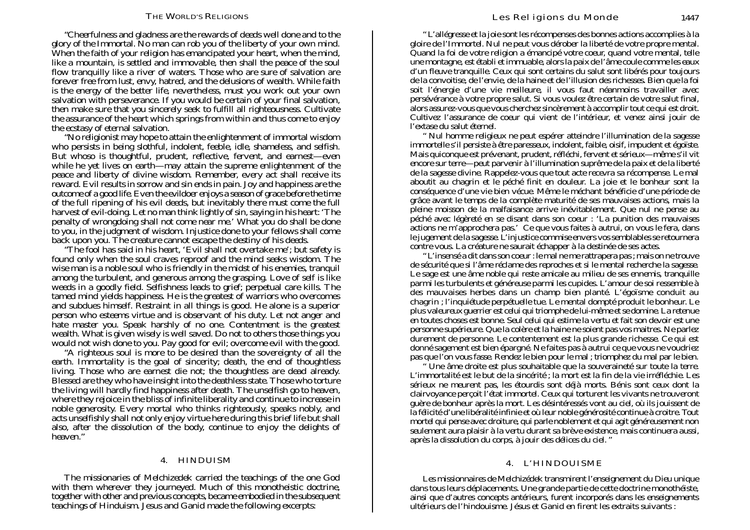"Cheerfulness and gladness are the rewards of deeds well done and to the glory of the Immortal. No man can rob you of the liberty of your own mind. When the faith of your religion has emancipated your heart, when the mind, like a mountain, is settled and immovable, then shall the peace of the soul flow tranquilly like a river of waters. Those who are sure of salvation are forever free from lust, envy, hatred, and the delusions of wealth. While faith is the energy of the better life, nevertheless, must you work out your own salvation with perseverance. If you would be certain of your final salvation, then make sure that you sincerely seek to fulfill all righteousness. Cultivate the assurance of the heart which springs from within and thus come to enjoy the ecstasy of eternal salvation.

"No religionist may hope to attain the enlightenment of immortal wisdom who persists in being slothful, indolent, feeble, idle, shameless, and selfish. But whoso is thoughtful, prudent, reflective, fervent, and earnest—even while he yet lives on earth—may attain the supreme enlightenment of the peace and liberty of divine wisdom. Remember, every act shall receive its reward. Evil results in sorrow and sin ends in pain. Joy and happiness are the outcome of a good life. Even the evildoer enjoys a season of grace before the time of the full ripening of his evil deeds, but inevitably there must come the full harvest of evil-doing. Let no man think lightly of sin, saying in his heart: 'The penalty of wrongdoing shall not come near me.' What you do shall be done to you, in the judgment of wisdom. Injustice done to your fellows shall come back upon you. The creature cannot escape the destiny of his deeds.

"The fool has said in his heart, 'Evil shall not overtake me'; but safety is found only when the soul craves reproof and the mind seeks wisdom. The wise man is a noble soul who is friendly in the midst of his enemies, tranquil among the turbulent, and generous among the grasping. Love of self is like weeds in a goodly field. Selfishness leads to grief; perpetual care kills. The tamed mind yields happiness. He is the greatest of warriors who overcomes and subdues himself. Restraint in all things is good. He alone is a superior person who esteems virtue and is observant of his duty. Let not anger and hate master you. Speak harshly of no one. Contentment is the greatest wealth. What is given wisely is well saved. Do not to others those things you would not wish done to you. Pay good for evil; overcome evil with the good.

"A righteous soul is more to be desired than the sovereignty of all the earth. Immortality is the goal of sincerity; death, the end of thoughtless living. Those who are earnest die not; the thoughtless are dead already. Blessed are they who have insight into the deathless state. Those who torture the living will hardly find happiness after death. The unselfish go to heaven, where they rejoice in the bliss of infinite liberality and continue to increase in noble generosity. Every mortal who thinks righteously, speaks nobly, and acts unselfishly shall not only enjoy virtue here during this brief life but shall also, after the dissolution of the body, continue to enjoy the delights of heaven."

## 4. HINDUISM

The missionaries of Melchizedek carried the teachings of the one God with them wherever they journeyed. Much of this monotheistic doctrine, together with other and previous concepts, became embodied in the subsequent teachings of Hinduism. Jesus and Ganid made the following excerpts:

" L'allégresse et la joie sont les récompenses des bonnes actions accomplies à la gloire de l'Immortel. Nul ne peut vous dérober la liberté de votre propre mental. Quand la foi de votre religion a émancipé votre coeur, quand votre mental, telle une montagne, est établi et immuable, alors la paix de l'âme coule comme les eaux d'un fleuve tranquille. Ceux qui sont certains du salut sont libérés pour toujours de la convoitise, de l'envie, de la haine et de l'illusion des richesses. Bien que la foi soit l'énergie d'une vie meilleure, il vous faut néanmoins travailler avec persévérance à votre propre salut. Si vous voulez être certain de votre salut final, alors assurez-vous que vous cherchez sincèrement à accomplir tout ce qui est droit. Cultivez l'assurance de coeur qui vient de l'intérieur, et venez ainsi jouir de l'extase du salut éternel.

" Nul homme religieux ne peut espérer atteindre l'illumination de la sagesse immortelle s'il persiste à être paresseux, indolent, faible, oisif, impudent et égoïste. Mais quiconque est prévenant, prudent, réfléchi, fervent et sérieux—même s'il vit encore sur terre—peut parvenir à l'illumination suprême de la paix et de la liberté de la sagesse divine. Rappelez-vous que tout acte recevra sa récompense. Le mal aboutit au chagrin et le péché finit en douleur. La joie et le bonheur sont la conséquence d'une vie bien vécue. Même le méchant bénéficie d'une période de grâce avant le temps de la complète maturité de ses mauvaises actions, mais la pleine moisson de la malfaisance arrive inévitablement. Que nul ne pense au péché avec légèreté en se disant dans son coeur : 'La punition des mauvaises actions ne m'approchera pas.' Ce que vous faites à autrui, on vous le fera, dans le jugement de la sagesse. L'injustice commise envers vos semblables se retournera contre vous. La créature ne saurait échapper à la destinée de ses actes.

" L'insensé a dit dans son coeur : le mal ne me rattrapera pas ; mais on ne trouve de sécurité que si l'âme réclame des reproches et si le mental recherche la sagesse. Le sage est une âme noble qui reste amicale au milieu de ses ennemis, tranquille parmi les turbulents et généreuse parmi les cupides. L'amour de soi ressemble à des mauvaises herbes dans un champ bien planté. L'égoïsme conduit au chagrin ; l'inquiétude perpétuelle tue. Le mental dompté produit le bonheur. Le plus valeureux guerrier est celui qui triomphe de lui-même et se domine. La retenue en toutes choses est bonne. Seul celui qui estime la vertu et fait son devoir est une personne supérieure. Que la colère et la haine ne soient pas vos maitres. Ne parlez durement de personne. Le contentement est la plus grande richesse. Ce qui est donné sagement est bien épargné. Ne faites pas à autrui ce que vous ne voudriez pas que l'on vous fasse. Rendez le bien pour le mal ; triomphez du mal par le bien.

" Une âme droite est plus souhaitable que la souveraineté sur toute la terre. L'immortalité est le but de la sincérité ; la mort est la fin de la vie irréfléchie. Les sérieux ne meurent pas, les étourdis sont déjà morts. Bénis sont ceux dont la clairvoyance perçoit l'état immortel. Ceux qui torturent les vivants ne trouveront guère de bonheur après la mort. Les désintéressés vont au ciel, où ils jouissent de la félicité d'une libéralité infinie et où leur noble générosité continue à croitre. Tout mortel qui pense avec droiture, qui parle noblement et qui agit généreusement non seulement aura plaisir à la vertu durant sa brève existence, mais continuera aussi, après la dissolution du corps, à jouir des délices du ciel. "

## 4. L'HINDOUISME

Les missionnaires de Melchizédek transmirent l'enseignement du Dieu unique dans tous leurs déplacements. Une grande partie de cette doctrine monothéiste, ainsi que d'autres concepts antérieurs, furent incorporés dans les enseignements ultérieurs de l'hindouisme. Jésus et Ganid en firent les extraits suivants :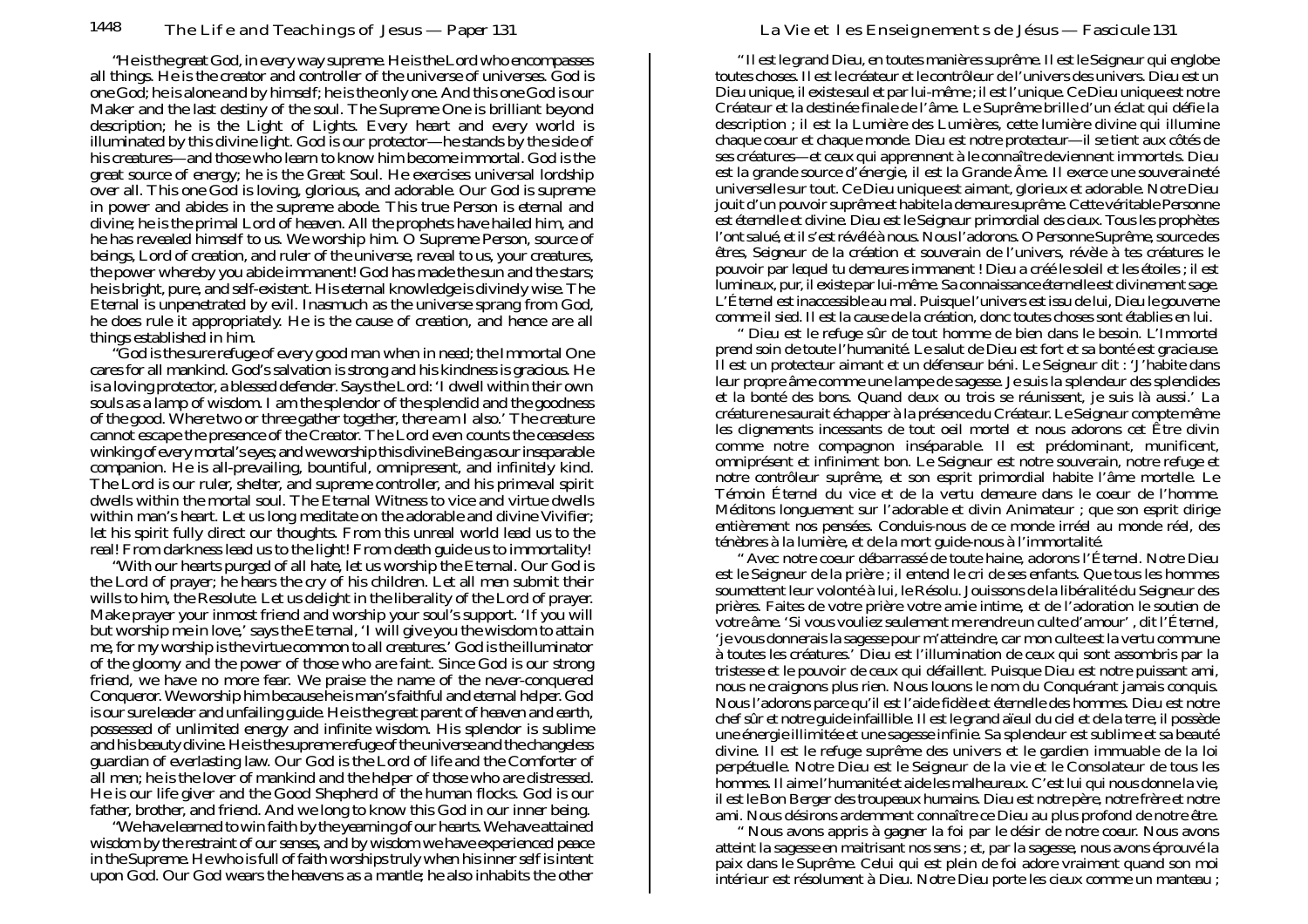"He is the great God, in every way supreme. He is the Lord who encompasses all things. He is the creator and controller of the universe of universes. God is one God; he is alone and by himself; he is the only one. And this one God is our Maker and the last destiny of the soul. The Supreme One is brilliant beyond description; he is the Light of Lights. Every heart and every world is illuminated by this divine light. God is our protector—he stands by the side of his creatures—and those who learn to know him become immortal. God is the great source of energy; he is the Great Soul. He exercises universal lordship over all. This one God is loving, glorious, and adorable. Our God is supreme in power and abides in the supreme abode. This true Person is eternal and divine; he is the primal Lord of heaven. All the prophets have hailed him, and he has revealed himself to us. We worship him. O Supreme Person, source of beings, Lord of creation, and ruler of the universe, reveal to us, your creatures, the power whereby you abide immanent! God has made the sun and the stars; he is bright, pure, and self-existent. His eternal knowledge is divinely wise. The Eternal is unpenetrated by evil. Inasmuch as the universe sprang from God, he does rule it appropriately. He is the cause of creation, and hence are all things established in him.

"God is the sure refuge of every good man when in need; the Immortal One cares for all mankind. God's salvation is strong and his kindness is gracious. He is a loving protector, a blessed defender. Says the Lord: 'I dwell within their own souls as a lamp of wisdom. I am the splendor of the splendid and the goodness of the good. Where two or three gather together, there am I also.' The creature cannot escape the presence of the Creator. The Lord even counts the ceaseless winking of every mortal's eyes; and we worship this divine Being as our inseparable companion. He is all-prevailing, bountiful, omnipresent, and infinitely kind. The Lord is our ruler, shelter, and supreme controller, and his primeval spirit dwells within the mortal soul. The Eternal Witness to vice and virtue dwells within man's heart. Let us long meditate on the adorable and divine Vivifier; let his spirit fully direct our thoughts. From this unreal world lead us to the real! From darkness lead us to the light! From death guide us to immortality!

"With our hearts purged of all hate, let us worship the Eternal. Our God is the Lord of prayer; he hears the cry of his children. Let all men submit their wills to him, the Resolute. Let us delight in the liberality of the Lord of prayer. Make prayer your inmost friend and worship your soul's support. 'If you will but worship me in love,' says the Eternal, 'I will give you the wisdom to attain me, for my worship is the virtue common to all creatures.' God is the illuminator of the gloomy and the power of those who are faint. Since God is our strong friend, we have no more fear. We praise the name of the never-conquered Conqueror. We worship him because he is man's faithful and eternal helper. God is our sure leader and unfailing guide. He is the great parent of heaven and earth, possessed of unlimited energy and infinite wisdom. His splendor is sublime and his beauty divine. He is the supreme refuge of the universe and the changeless guardian of everlasting law. Our God is the Lord of life and the Comforter of all men; he is the lover of mankind and the helper of those who are distressed. He is our life giver and the Good Shepherd of the human flocks. God is our father, brother, and friend. And we long to know this God in our inner being.

"We have learned to win faith by the yearning of our hearts. We have attained wisdom by the restraint of our senses, and by wisdom we have experienced peace in the Supreme. He who is full of faith worships truly when his inner self is intent upon God. Our God wears the heavens as a mantle; he also inhabits the other

" Il est le grand Dieu, en toutes manières suprême. Il est le Seigneur qui englobe toutes choses. Il est le créateur et le contrôleur de l'univers des univers. Dieu est un Dieu unique, il existe seul et par lui-même ; il est l'unique. Ce Dieu unique est notre Créateur et la destinée finale de l'âme. Le Suprême brille d'un éclat qui défie la description ; il est la Lumière des Lumières, cette lumière divine qui illumine chaque coeur et chaque monde. Dieu est notre protecteur—il se tient aux côtés de ses créatures—et ceux qui apprennent à le connaître deviennent immortels. Dieu est la grande source d'énergie, il est la Grande Âme. Il exerce une souveraineté universelle sur tout. Ce Dieu unique est aimant, glorieux et adorable. Notre Dieu jouit d'un pouvoir suprême et habite la demeure suprême. Cette véritable Personne est éternelle et divine. Dieu est le Seigneur primordial des cieux. Tous les prophètes l'ont salué, et il s'est révélé à nous. Nous l'adorons. O Personne Suprême, source des êtres, Seigneur de la création et souverain de l'univers, révèle à tes créatures le pouvoir par lequel tu demeures immanent ! Dieu a créé le soleil et les étoiles ; il est lumineux, pur, il existe par lui-même. Sa connaissance éternelle est divinement sage. L'Éternel est inaccessible au mal. Puisque l'univers est issu de lui, Dieu le gouverne comme il sied. Il est la cause de la création, donc toutes choses sont établies en lui.

" Dieu est le refuge sûr de tout homme de bien dans le besoin. L'Immortel prend soin de toute l'humanité. Le salut de Dieu est fort et sa bonté est gracieuse. Il est un protecteur aimant et un défenseur béni. Le Seigneur dit : 'J'habite dans leur propre âme comme une lampe de sagesse. Je suis la splendeur des splendides et la bonté des bons. Quand deux ou trois se réunissent, je suis là aussi.' La créature ne saurait échapper à la présence du Créateur. Le Seigneur compte même les clignements incessants de tout oeil mortel et nous adorons cet Être divin comme notre compagnon inséparable. Il est prédominant, munificent, omniprésent et infiniment bon. Le Seigneur est notre souverain, notre refuge et notre contrôleur suprême, et son esprit primordial habite l'âme mortelle. Le Témoin Éternel du vice et de la vertu demeure dans le coeur de l'homme. Méditons longuement sur l'adorable et divin Animateur ; que son esprit dirige entièrement nos pensées. Conduis-nous de ce monde irréel au monde réel, des ténèbres à la lumière, et de la mort guide-nous à l'immortalité.

" Avec notre coeur débarrassé de toute haine, adorons l'Éternel. Notre Dieu est le Seigneur de la prière ; il entend le cri de ses enfants. Que tous les hommes soumettent leur volonté à lui, le Résolu. Jouissons de la libéralité du Seigneur des prières. Faites de votre prière votre amie intime, et de l'adoration le soutien de votre âme. 'Si vous vouliez seulement me rendre un culte d'amour', dit l'Éternel, 'je vous donnerais la sagesse pour m'atteindre, car mon culte est la vertu commune à toutes les créatures.' Dieu est l'illumination de ceux qui sont assombris par la tristesse et le pouvoir de ceux qui défaillent. Puisque Dieu est notre puissant ami, nous ne craignons plus rien. Nous louons le nom du Conquérant jamais conquis. Nous l'adorons parce qu'il est l'aide fidèle et éternelle des hommes. Dieu est notre chef sûr et notre guide infaillible. Il est le grand aïeul du ciel et de la terre, il possède une énergie illimitée et une sagesse infinie. Sa splendeur est sublime et sa beauté divine. Il est le refuge suprême des univers et le gardien immuable de la loi perpétuelle. Notre Dieu est le Seigneur de la vie et le Consolateur de tous les hommes. Il aime l'humanité et aide les malheureux. C'est lui qui nous donne la vie, il est le Bon Berger des troupeaux humains. Dieu est notre père, notre frère et notre ami. Nous désirons ardemment connaître ce Dieu au plus profond de notre être.

" Nous avons appris à gagner la foi par le désir de notre coeur. Nous avons atteint la sagesse en maitrisant nos sens ; et, par la sagesse, nous avons éprouvé la paix dans le Suprême. Celui qui est plein de foi adore vraiment quand son moi intérieur est résolument à Dieu. Notre Dieu porte les cieux comme un manteau ;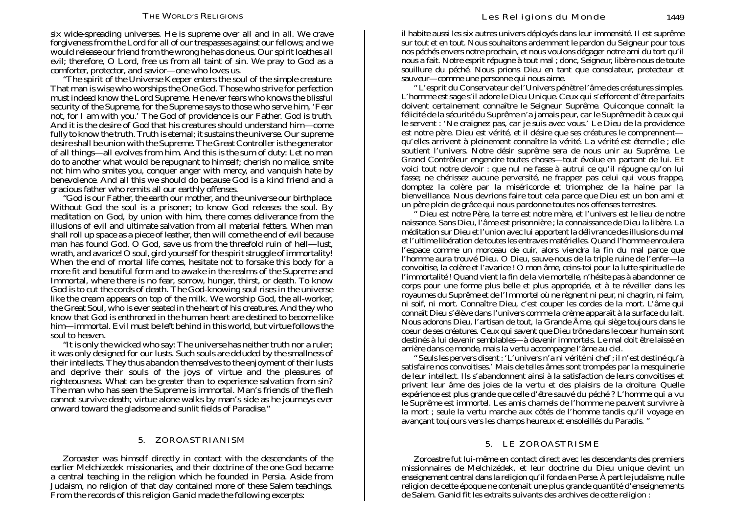six wide-spreading universes. He is supreme over all and in all. We crave forgiveness from the Lord for all of our trespasses against our fellows; and we would release our friend from the wrong he has done us. Our spirit loathes all evil; therefore, O Lord, free us from all taint of sin. We pray to God as a comforter, protector, and savior—one who loves us.

"The spirit of the Universe Keeper enters the soul of the simple creature. That man is wise who worships the One God. Those who strive for perfection must indeed know the Lord Supreme. He never fears who knows the blissful security of the Supreme, for the Supreme says to those who serve him, 'Fear not, for I am with you.' The God of providence is our Father. God is truth. And it is the desire of God that his creatures should understand him—come fully to know the truth. Truth is eternal; it sustains the universe. Our supreme desire shall be union with the Supreme. The Great Controller is the generator of all things—all evolves from him. And this is the sum of duty: Let no man do to another what would be repugnant to himself; cherish no malice, smite not him who smites you, conquer anger with mercy, and vanquish hate by benevolence. And all this we should do because God is a kind friend and a gracious father who remits all our earthly offenses.

"God is our Father, the earth our mother, and the universe our birthplace. Without God the soul is a prisoner; to know God releases the soul. By meditation on God, by union with him, there comes deliverance from the illusions of evil and ultimate salvation from all material fetters. When man shall roll up space as a piece of leather, then will come the end of evil because man has found God. O God, save us from the threefold ruin of hell—lust, wrath, and avarice! O soul, gird yourself for the spirit struggle of immortality! When the end of mortal life comes, hesitate not to forsake this body for a more fit and beautiful form and to awake in the realms of the Supreme and Immortal, where there is no fear, sorrow, hunger, thirst, or death. To know God is to cut the cords of death. The God-knowing soul rises in the universe like the cream appears on top of the milk. We worship God, the all-worker, the Great Soul, who is ever seated in the heart of his creatures. And they who know that God is enthroned in the human heart are destined to become like him—immortal. Evil must be left behind in this world, but virtue follows the soul to heaven.

"It is only the wicked who say: The universe has neither truth nor a ruler; it was only designed for our lusts. Such souls are deluded by the smallness of their intellects. They thus abandon themselves to the enjoyment of their lusts and deprive their souls of the joys of virtue and the pleasures of righteousness. What can be greater than to experience salvation from sin? The man who has seen the Supreme is immortal. Man's friends of the flesh cannot survive death; virtue alone walks by man's side as he journeys ever onward toward the gladsome and sunlit fields of Paradise."

## 5. ZOROASTRIANISM

Zoroaster was himself directly in contact with the descendants of the earlier Melchizedek missionaries, and their doctrine of the one God became a central teaching in the religion which he founded in Persia. Aside from Judaism, no religion of that day contained more of these Salem teachings. From the records of this religion Ganid made the following excerpts:

il habite aussi les six autres univers déployés dans leur immensité. Il est suprême sur tout et en tout. Nous souhaitons ardemment le pardon du Seigneur pour tous nos péchés envers notre prochain, et nous voulons dégager notre ami du tort qu'il nous a fait. Notre esprit répugne à tout mal ; donc, Seigneur, libère-nous de toute souillure du péché. Nous prions Dieu en tant que consolateur, protecteur et sauveur—comme une personne qui nous aime.

" L'esprit du Conservateur de l'Univers pénètre l'âme des créatures simples. L'homme est sage s'il adore le Dieu Unique. Ceux qui s'efforcent d'être parfaits doivent certainement connaître le Seigneur Suprême. Quiconque connaît la félicité de la sécurité du Suprême n'a jamais peur, car le Suprême dit à ceux qui le servent : 'Ne craignez pas, car je suis avec vous.' Le Dieu de la providence est notre père. Dieu est vérité, et il désire que ses créatures le comprennent—qu'elles arrivent à pleinement connaître la vérité. La vérité est éternelle ; elle soutient l'univers. Notre désir suprême sera de nous unir au Suprême. Le Grand Contrôleur engendre toutes choses—tout évolue en partant de lui. Et voici tout notre devoir : que nul ne fasse à autrui ce qu'il répugne qu'on lui fasse; ne chérissez aucune perversité, ne frappez pas celui qui vous frappe, domptez la colère par la miséricorde et triomphez de la haine par la bienveillance. Nous devrions faire tout cela parce que Dieu est un bon ami et un père plein de grâce qui nous pardonne toutes nos offenses terrestres.

" Dieu est notre Père, la terre est notre mère, et l'univers est le lieu de notre naissance. Sans Dieu, l'âme est prisonnière ; la connaissance de Dieu la libère. La méditation sur Dieu et l'union avec lui apportent la délivrance des illusions du mal et l'ultime libération de toutes les entraves matérielles. Quand l'homme enroulera l'espace comme un morceau de cuir, alors viendra la fin du mal parce que l'homme aura trouvé Dieu. O Dieu, sauve-nous de la triple ruine de l'enfer—la convoitise, la colère et l'avarice ! O mon âme, ceins-toi pour la lutte spirituelle de l'immortalité ! Quand vient la fin de la vie mortelle, n'hésite pas à abandonner ce corps pour une forme plus belle et plus appropriée, et à te réveiller dans les royaumes du Suprême et de l'Immortel où ne règnent ni peur, ni chagrin, ni faim, ni soif, ni mort. Connaître Dieu, c'est couper les cordes de la mort. L'âme qui connaît Dieu s'élève dans l'univers comme la crème apparaît à la surface du lait. Nous adorons Dieu, l'artisan de tout, la Grande Âme, qui siège toujours dans le coeur de ses créatures. Ceux qui savent que Dieu trône dans le coeur humain sont destinés à lui devenir semblables—à devenir immortels. Le mal doit être laissé en arrière dans ce monde, mais la vertu accompagne l'âme au ciel.

" Seuls les pervers disent : 'L'univers n'a ni vérité ni chef ; il n'est destiné qu'à satisfaire nos convoitises.' Mais de telles âmes sont trompées par la mesquinerie de leur intellect. Ils s'abandonnent ainsi à la satisfaction de leurs convoitises et privent leur âme des joies de la vertu et des plaisirs de la droiture. Quelle expérience est plus grande que celle d'être sauvé du péché ? L'homme qui a vu le Suprême est immortel. Les amis charnels de l'homme ne peuvent survivre à la mort ; seule la vertu marche aux côtés de l'homme tandis qu'il voyage en avançant toujours vers les champs heureux et ensoleillés du Paradis. "

## 5. LE ZOROASTRISME

Zoroastre fut lui-même en contact direct avec les descendants des premiers missionnaires de Melchizédek, et leur doctrine du Dieu unique devint un enseignement central dans la religion qu'il fonda en Perse. À part le judaïsme, nulle religion de cette époque ne contenait une plus grande quantité d'enseignements de Salem. Ganid fit les extraits suivants des archives de cette religion :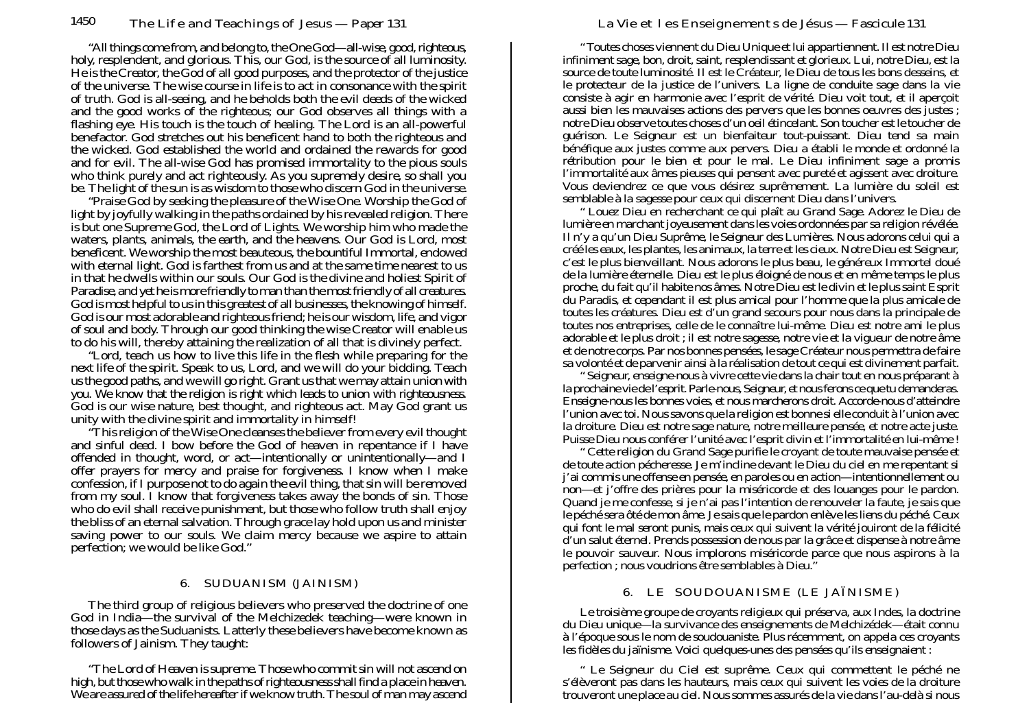"All things come from, and belong to, the One God—all-wise, good, righteous, holy, resplendent, and glorious. This, our God, is the source of all luminosity. He is the Creator, the God of all good purposes, and the protector of the justice of the universe. The wise course in life is to act in consonance with the spirit of truth. God is all-seeing, and he beholds both the evil deeds of the wicked and the good works of the righteous; our God observes all things with a flashing eye. His touch is the touch of healing. The Lord is an all-powerful benefactor. God stretches out his beneficent hand to both the righteous and the wicked. God established the world and ordained the rewards for good and for evil. The all-wise God has promised immortality to the pious souls who think purely and act righteously. As you supremely desire, so shall you be. The light of the sun is as wisdom to those who discern God in the universe.

"Praise God by seeking the pleasure of the Wise One. Worship the God of light by joyfully walking in the paths ordained by his revealed religion. There is but one Supreme God, the Lord of Lights. We worship him who made the waters, plants, animals, the earth, and the heavens. Our God is Lord, most beneficent. We worship the most beauteous, the bountiful Immortal, endowed with eternal light. God is farthest from us and at the same time nearest to us in that he dwells within our souls. Our God is the divine and holiest Spirit of Paradise, and yet he is more friendly to man than the most friendly of all creatures. God is most helpful to us in this greatest of all businesses, the knowing of himself. God is our most adorable and righteous friend; he is our wisdom, life, and vigor of soul and body. Through our good thinking the wise Creator will enable us to do his will, thereby attaining the realization of all that is divinely perfect.

"Lord, teach us how to live this life in the flesh while preparing for the next life of the spirit. Speak to us, Lord, and we will do your bidding. Teach us the good paths, and we will go right. Grant us that we may attain union with you. We know that the religion is right which leads to union with righteousness. God is our wise nature, best thought, and righteous act. May God grant us unity with the divine spirit and immortality in himself!

"This religion of the Wise One cleanses the believer from every evil thought and sinful deed. I bow before the God of heaven in repentance if I have offended in thought, word, or act—intentionally or unintentionally—and I offer prayers for mercy and praise for forgiveness. I know when I make confession, if I purpose not to do again the evil thing, that sin will be removed from my soul. I know that forgiveness takes away the bonds of sin. Those who do evil shall receive punishment, but those who follow truth shall enjoy the bliss of an eternal salvation. Through grace lay hold upon us and minister saving power to our souls. We claim mercy because we aspire to attain perfection; we would be like God."

## 6. SUDUANISM (JAINISM)

The third group of religious believers who preserved the doctrine of one God in India—the survival of the Melchizedek teaching—were known in those days as the Suduanists. Latterly these believers have become known as followers of Jainism. They taught:

"The Lord of Heaven is supreme. Those who commit sin will not ascend on high, but those who walk in the paths of righteousness shall find a place in heaven. We are assured of the life hereafter if we know truth. The soul of man may ascend

"Toutes choses viennent du Dieu Unique et lui appartiennent. Il est notre Dieu infiniment sage, bon, droit, saint, resplendissant et glorieux. Lui, notre Dieu, est la source de toute luminosité. Il est le Créateur, le Dieu de tous les bons desseins, et le protecteur de la justice de l'univers. La ligne de conduite sage dans la vie consiste à agir en harmonie avec l'esprit de vérité. Dieu voit tout, et il aperçoit aussi bien les mauvaises actions des pervers que les bonnes oeuvres des justes ; notre Dieu observe toutes choses d'un oeil étincelant. Son toucher est le toucher de guérison. Le Seigneur est un bienfaiteur tout-puissant. Dieu tend sa main bénéfique aux justes comme aux pervers. Dieu a établi le monde et ordonné la rétribution pour le bien et pour le mal. Le Dieu infiniment sage a promis l'immortalité aux âmes pieuses qui pensent avec pureté et agissent avec droiture. Vous deviendrez ce que vous désirez suprêmement. La lumière du soleil est semblable à la sagesse pour ceux qui discernent Dieu dans l'univers.

" Louez Dieu en recherchant ce qui plaît au Grand Sage. Adorez le Dieu de lumière en marchant joyeusement dans les voies ordonnées par sa religion révélée. Il n'y a qu'un Dieu Suprême, le Seigneur des Lumières. Nous adorons celui qui a créé les eaux, les plantes, les animaux, la terre et les cieux. Notre Dieu est Seigneur, c'est le plus bienveillant. Nous adorons le plus beau, le généreux Immortel doué de la lumière éternelle. Dieu est le plus éloigné de nous et en même temps le plus proche, du fait qu'il habite nos âmes. Notre Dieu est le divin et le plus saint Esprit du Paradis, et cependant il est plus amical pour l'homme que la plus amicale de toutes les créatures. Dieu est d'un grand secours pour nous dans la principale de toutes nos entreprises, celle de le connaître lui-même. Dieu est notre ami le plus adorable et le plus droit ; il est notre sagesse, notre vie et la vigueur de notre âme et de notre corps. Par nos bonnes pensées, le sage Créateur nous permettra de faire sa volonté et de parvenir ainsi à la réalisation de tout ce qui est divinement parfait.

" Seigneur, enseigne-nous à vivre cette vie dans la chair tout en nous préparant à la prochaine vie de l'esprit. Parle-nous, Seigneur, et nous ferons ce que tu demanderas. Enseigne-nous les bonnes voies, et nous marcherons droit. Accorde-nous d'atteindre l'union avec toi. Nous savons que la religion est bonne si elle conduit à l'union avec la droiture. Dieu est notre sage nature, notre meilleure pensée, et notre acte juste. Puisse Dieu nous conférer l'unité avec l'esprit divin et l'immortalité en lui-même !

" Cette religion du Grand Sage purifie le croyant de toute mauvaise pensée et de toute action pécheresse. Je m'incline devant le Dieu du ciel en me repentant si j'ai commis une offense en pensée, en paroles ou en action—intentionnellement ou non—et j'offre des prières pour la miséricorde et des louanges pour le pardon. Quand je me confesse, si je n'ai pas l'intention de renouveler la faute, je sais que le péché sera ôté de mon âme. Je sais que le pardon enlève les liens du péché. Ceux qui font le mal seront punis, mais ceux qui suivent la vérité jouiront de la félicité d'un salut éternel. Prends possession de nous par la grâce et dispense à notre âme le pouvoir sauveur. Nous implorons miséricorde parce que nous aspirons à la perfection ; nous voudrions être semblables à Dieu."

## 6. LE SOUDOUANISME (LE JAÏNISME)

Le troisième groupe de croyants religieux qui préserva, aux Indes, la doctrine du Dieu unique—la survivance des enseignements de Melchizédek—était connu à l'époque sous le nom de soudouaniste. Plus récemment, on appela ces croyants les fidèles du jaïnisme. Voici quelques-unes des pensées qu'ils enseignaient :

" Le Seigneur du Ciel est suprême. Ceux qui commettent le péché ne s'élèveront pas dans les hauteurs, mais ceux qui suivent les voies de la droiture trouveront une place au ciel. Nous sommes assurés de la vie dans l'au-delà si nous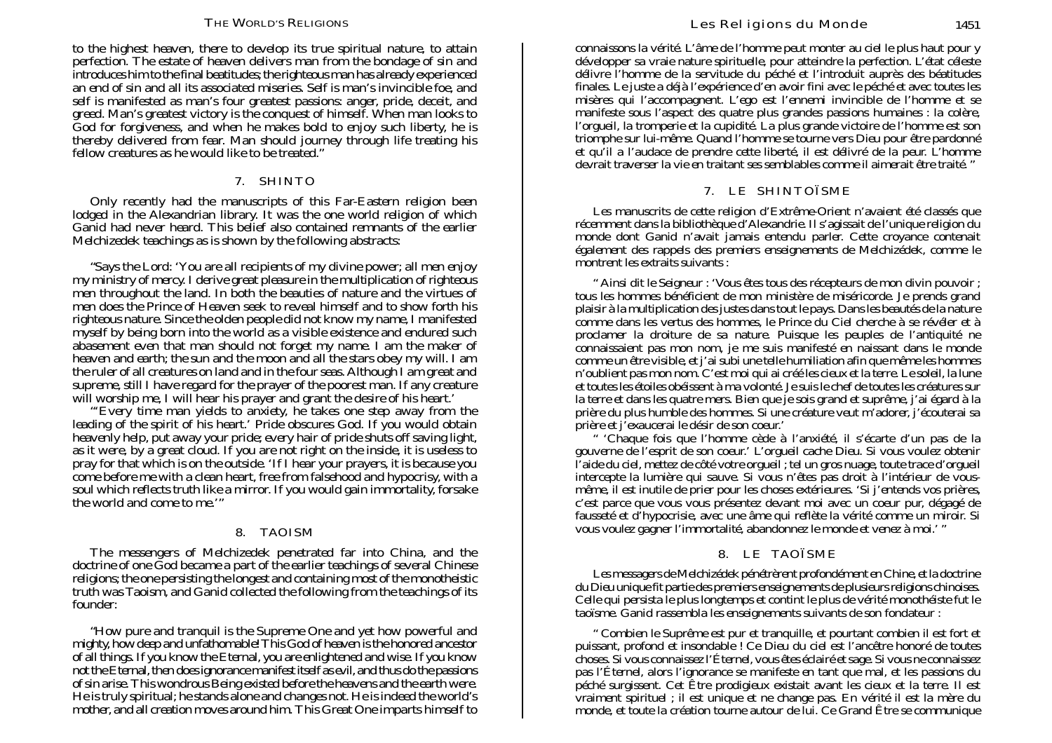to the highest heaven, there to develop its true spiritual nature, to attain perfection. The estate of heaven delivers man from the bondage of sin and introduces him to the final beatitudes; the righteous man has already experienced an end of sin and all its associated miseries. Self is man's invincible foe, and self is manifested as man's four greatest passions: anger, pride, deceit, and greed. Man's greatest victory is the conquest of himself. When man looks to God for forgiveness, and when he makes bold to enjoy such liberty, he is thereby delivered from fear. Man should journey through life treating his fellow creatures as he would like to be treated."

## 7. SHINTO

Only recently had the manuscripts of this Far-Eastern religion been lodged in the Alexandrian library. It was the one world religion of which Ganid had never heard. This belief also contained remnants of the earlier Melchizedek teachings as is shown by the following abstracts:

"Says the Lord: 'You are all recipients of my divine power; all men enjoy my ministry of mercy. I derive great pleasure in the multiplication of righteous men throughout the land. In both the beauties of nature and the virtues of men does the Prince of Heaven seek to reveal himself and to show forth his righteous nature. Since the olden people did not know my name, I manifested myself by being born into the world as a visible existence and endured such abasement even that man should not forget my name. I am the maker of heaven and earth; the sun and the moon and all the stars obey my will. I am the ruler of all creatures on land and in the four seas. Although I am great and supreme, still I have regard for the prayer of the poorest man. If any creature will worship me, I will hear his prayer and grant the desire of his heart.'

"'Every time man yields to anxiety, he takes one step away from the leading of the spirit of his heart.' Pride obscures God. If you would obtain heavenly help, put away your pride; every hair of pride shuts off saving light, as it were, by a great cloud. If you are not right on the inside, it is useless to pray for that which is on the outside. 'If I hear your prayers, it is because you come before me with a clean heart, free from falsehood and hypocrisy, with a soul which reflects truth like a mirror. If you would gain immortality, forsake the world and come to me.'"

## 8. TAOISM

The messengers of Melchizedek penetrated far into China, and the doctrine of one God became a part of the earlier teachings of several Chinese religions; the one persisting the longest and containing most of the monotheistic truth was Taoism, and Ganid collected the following from the teachings of its founder:

"How pure and tranquil is the Supreme One and yet how powerful and mighty, how deep and unfathomable! This God of heaven is the honored ancestor of all things. If you know the Eternal, you are enlightened and wise. If you know not the Eternal, then does ignorance manifest itself as evil, and thus do the passions of sin arise. This wondrous Being existed before the heavens and the earth were. He is truly spiritual; he stands alone and changes not. He is indeed the world's mother, and all creation moves around him. This Great One imparts himself to

connaissons la vérité. L'âme de l'homme peut monter au ciel le plus haut pour y développer sa vraie nature spirituelle, pour atteindre la perfection. L'état céleste délivre l'homme de la servitude du péché et l'introduit auprès des béatitudes finales. Le juste a déjà l'expérience d'en avoir fini avec le péché et avec toutes les misères qui l'accompagnent. L'ego est l'ennemi invincible de l'homme et se manifeste sous l'aspect des quatre plus grandes passions humaines : la colère, l'orgueil, la tromperie et la cupidité. La plus grande victoire de l'homme est son triomphe sur lui-même. Quand l'homme se tourne vers Dieu pour être pardonné et qu'il a l'audace de prendre cette liberté, il est délivré de la peur. L'homme devrait traverser la vie en traitant ses semblables comme il aimerait être traité. "

## 7. LE SHINTOÏSME

Les manuscrits de cette religion d'Extrême-Orient n'avaient été classés que récemment dans la bibliothèque d'Alexandrie. Il s'agissait de l'unique religion du monde dont Ganid n'avait jamais entendu parler. Cette croyance contenait également des rappels des premiers enseignements de Melchizédek, comme le montrent les extraits suivants :

" Ainsi dit le Seigneur : 'Vous êtes tous des récepteurs de mon divin pouvoir ; tous les hommes bénéficient de mon ministère de miséricorde. Je prends grand plaisir à la multiplication des justes dans tout le pays. Dans les beautés de la nature comme dans les vertus des hommes, le Prince du Ciel cherche à se révéler et à proclamer la droiture de sa nature. Puisque les peuples de l'antiquité ne connaissaient pas mon nom, je me suis manifesté en naissant dans le monde comme un être visible, et j'ai subi une telle humiliation afin que même les hommes n'oublient pas mon nom. C'est moi qui ai créé les cieux et la terre. Le soleil, la lune et toutes les étoiles obéissent à ma volonté. Je suis le chef de toutes les créatures sur la terre et dans les quatre mers. Bien que je sois grand et suprême, j'ai égard à la prière du plus humble des hommes. Si une créature veut m'adorer, j'écouterai sa prière et j'exaucerai le désir de son coeur.'

" 'Chaque fois que l'homme cède à l'anxiété, il s'écarte d'un pas de la gouverne de l'esprit de son coeur.' L'orgueil cache Dieu. Si vous voulez obtenir l'aide du ciel, mettez de côté votre orgueil ; tel un gros nuage, toute trace d'orgueil intercepte la lumière qui sauve. Si vous n'êtes pas droit à l'intérieur de vous-même, il est inutile de prier pour les choses extérieures. 'Si j'entends vos prières, c'est parce que vous vous présentez devant moi avec un coeur pur, dégagé de fausseté et d'hypocrisie, avec une âme qui reflète la vérité comme un miroir. Si vous voulez gagner l'immortalité, abandonnez le monde et venez à moi.' "

## 8. LE TAOÏSME

Les messagers de Melchizédek pénétrèrent profondément en Chine, et la doctrine du Dieu unique fit partie des premiers enseignements de plusieurs religions chinoises. Celle qui persista le plus longtemps et contint le plus de vérité monothéiste fut le taoïsme. Ganid rassembla les enseignements suivants de son fondateur :

" Combien le Suprême est pur et tranquille, et pourtant combien il est fort et puissant, profond et insondable ! Ce Dieu du ciel est l'ancêtre honoré de toutes choses. Si vous connaissez l'Éternel, vous êtes éclairé et sage. Si vous ne connaissez pas l'Éternel, alors l'ignorance se manifeste en tant que mal, et les passions du péché surgissent. Cet Être prodigieux existait avant les cieux et la terre. Il est vraiment spirituel ; il est unique et ne change pas. En vérité il est la mère du monde, et toute la création tourne autour de lui. Ce Grand Être se communique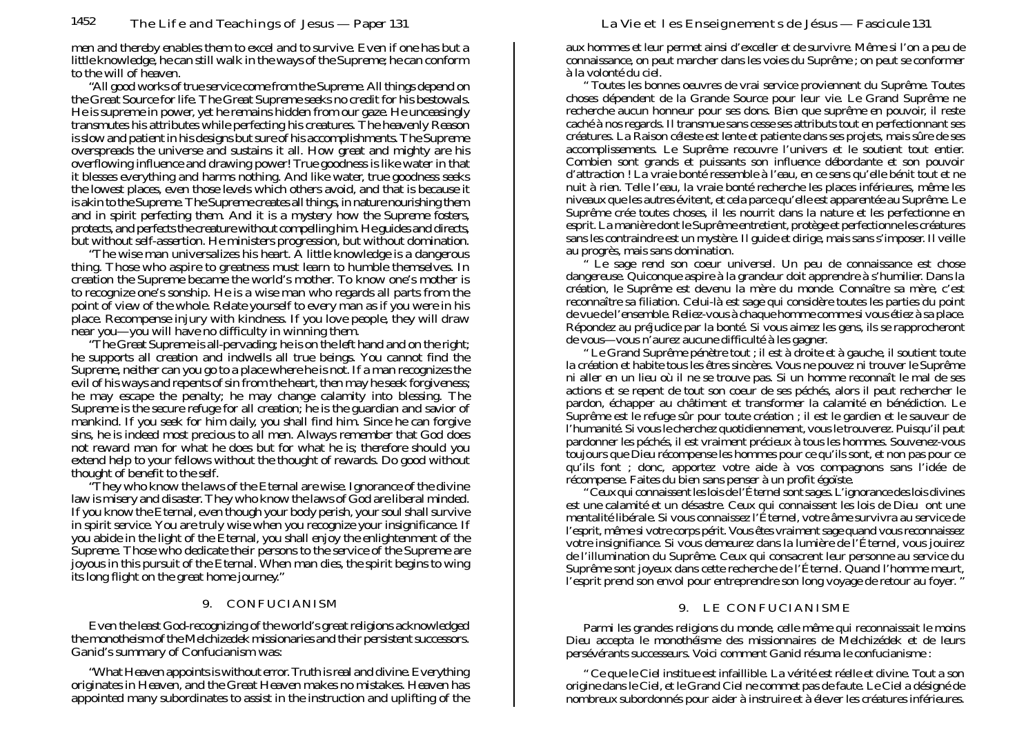men and thereby enables them to excel and to survive. Even if one has but a little knowledge, he can still walk in the ways of the Supreme; he can conform to the will of heaven.

"All good works of true service come from the Supreme. All things depend on the Great Source for life. The Great Supreme seeks no credit for his bestowals. He is supreme in power, yet he remains hidden from our gaze. He unceasingly transmutes his attributes while perfecting his creatures. The heavenly Reason is slow and patient in his designs but sure of his accomplishments. The Supreme overspreads the universe and sustains it all. How great and mighty are his overflowing influence and drawing power! True goodness is like water in that it blesses everything and harms nothing. And like water, true goodness seeks the lowest places, even those levels which others avoid, and that is because it is akin to the Supreme. The Supreme creates all things, in nature nourishing them and in spirit perfecting them. And it is a mystery how the Supreme fosters, protects, and perfects the creature without compelling him. He guides and directs, but without self-assertion. He ministers progression, but without domination.

"The wise man universalizes his heart. A little knowledge is a dangerous thing. Those who aspire to greatness must learn to humble themselves. In creation the Supreme became the world's mother. To know one's mother is to recognize one's sonship. He is a wise man who regards all parts from the point of view of the whole. Relate yourself to every man as if you were in his place. Recompense injury with kindness. If you love people, they will draw near you—you will have no difficulty in winning them.

"The Great Supreme is all-pervading; he is on the left hand and on the right; he supports all creation and indwells all true beings. You cannot find the Supreme, neither can you go to a place where he is not. If a man recognizes the evil of his ways and repents of sin from the heart, then may he seek forgiveness; he may escape the penalty; he may change calamity into blessing. The Supreme is the secure refuge for all creation; he is the guardian and savior of mankind. If you seek for him daily, you shall find him. Since he can forgive sins, he is indeed most precious to all men. Always remember that God does not reward man for what he does but for what he is; therefore should you extend help to your fellows without the thought of rewards. Do good without thought of benefit to the self.

"They who know the laws of the Eternal are wise. Ignorance of the divine law is misery and disaster. They who know the laws of God are liberal minded. If you know the Eternal, even though your body perish, your soul shall survive in spirit service. You are truly wise when you recognize your insignificance. If you abide in the light of the Eternal, you shall enjoy the enlightenment of the Supreme. Those who dedicate their persons to the service of the Supreme are joyous in this pursuit of the Eternal. When man dies, the spirit begins to wing its long flight on the great home journey."

## 9. CONFUCIANISM

Even the least God-recognizing of the world's great religions acknowledged the monotheism of the Melchizedek missionaries and their persistent successors. Ganid's summary of Confucianism was:

"What Heaven appoints is without error. Truth is real and divine. Everything originates in Heaven, and the Great Heaven makes no mistakes. Heaven has appointed many subordinates to assist in the instruction and uplifting of the

aux hommes et leur permet ainsi d'exceller et de survivre. Même si l'on a peu de connaissance, on peut marcher dans les voies du Suprême ; on peut se conformer à la volonté du ciel.

" Toutes les bonnes oeuvres de vrai service proviennent du Suprême. Toutes choses dépendent de la Grande Source pour leur vie. Le Grand Suprême ne recherche aucun honneur pour ses dons. Bien que suprême en pouvoir, il reste caché à nos regards. Il transmue sans cesse ses attributs tout en perfectionnant ses créatures. La Raison céleste est lente et patiente dans ses projets, mais sûre de ses accomplissements. Le Suprême recouvre l'univers et le soutient tout entier. Combien sont grands et puissants son influence débordante et son pouvoir d'attraction ! La vraie bonté ressemble à l'eau, en ce sens qu'elle bénit tout et ne nuit à rien. Telle l'eau, la vraie bonté recherche les places inférieures, même les niveaux que les autres évitent, et cela parce qu'elle est apparentée au Suprême. Le Suprême crée toutes choses, il les nourrit dans la nature et les perfectionne en esprit. La manière dont le Suprême entretient, protège et perfectionne les créatures sans les contraindre est un mystère. Il guide et dirige, mais sans s'imposer. Il veille au progrès, mais sans domination.

" Le sage rend son coeur universel. Un peu de connaissance est chose dangereuse. Quiconque aspire à la grandeur doit apprendre à s'humilier. Dans la création, le Suprême est devenu la mère du monde. Connaître sa mère, c'est reconnaître sa filiation. Celui-là est sage qui considère toutes les parties du point de vue de l'ensemble. Reliez-vous à chaque homme comme si vous étiez à sa place. Répondez au préjudice par la bonté. Si vous aimez les gens, ils se rapprocheront de vous—vous n'aurez aucune difficulté à les gagner.

" Le Grand Suprême pénètre tout ; il est à droite et à gauche, il soutient toute la création et habite tous les êtres sincères. Vous ne pouvez ni trouver le Suprême ni aller en un lieu où il ne se trouve pas. Si un homme reconnaît le mal de ses actions et se repent de tout son coeur de ses péchés, alors il peut rechercher le pardon, échapper au châtiment et transformer la calamité en bénédiction. Le Suprême est le refuge sûr pour toute création ; il est le gardien et le sauveur de l'humanité. Si vous le cherchez quotidiennement, vous le trouverez. Puisqu'il peut pardonner les péchés, il est vraiment précieux à tous les hommes. Souvenez-vous toujours que Dieu récompense les hommes pour ce qu'ils sont, et non pas pour ce qu'ils font ; donc, apportez votre aide à vos compagnons sans l'idée de récompense. Faites du bien sans penser à un profit égoïste.

" Ceux qui connaissent les lois de l'Éternel sont sages. L'ignorance des lois divines est une calamité et un désastre. Ceux qui connaissent les lois de Dieu ont une mentalité libérale. Si vous connaissez l'Éternel, votre âme survivra au service de l'esprit, même si votre corps périt. Vous êtes vraiment sage quand vous reconnaissez votre insignifiance. Si vous demeurez dans la lumière de l'Éternel, vous jouirez de l'illumination du Suprême. Ceux qui consacrent leur personne au service du Suprême sont joyeux dans cette recherche de l'Éternel. Quand l'homme meurt, l'esprit prend son envol pour entreprendre son long voyage de retour au foyer. "

## 9. LE CONFUCIANISME

Parmi les grandes religions du monde, celle même qui reconnaissait le moins Dieu accepta le monothéisme des missionnaires de Melchizédek et de leurs persévérants successeurs. Voici comment Ganid résuma le confucianisme :

" Ce que le Ciel institue est infaillible. La vérité est réelle et divine. Tout a son origine dans le Ciel, et le Grand Ciel ne commet pas de faute. Le Ciel a désigné de nombreux subordonnés pour aider à instruire et à élever les créatures inférieures.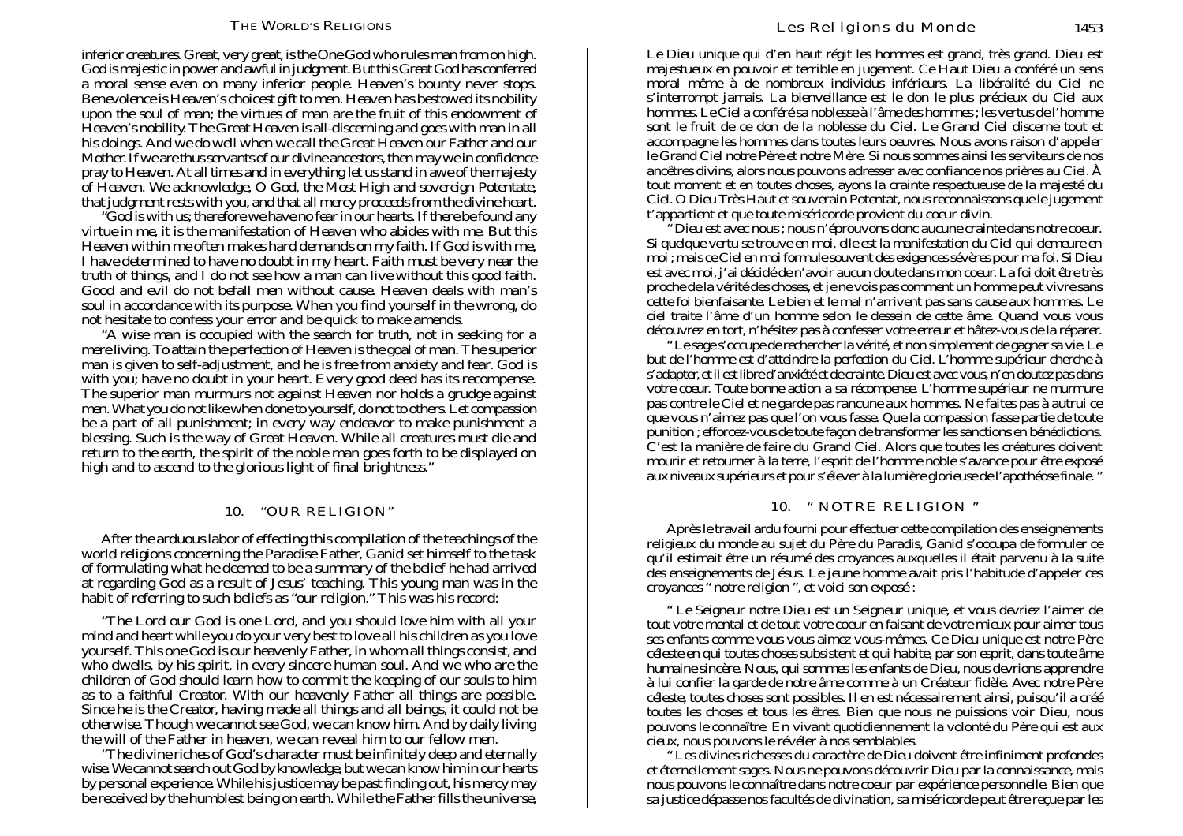inferior creatures. Great, very great, is the One God who rules man from on high. God is majestic in power and awful in judgment. But this Great God has conferred a moral sense even on many inferior people. Heaven's bounty never stops. Benevolence is Heaven's choicest gift to men. Heaven has bestowed its nobility upon the soul of man; the virtues of man are the fruit of this endowment of Heaven's nobility. The Great Heaven is all-discerning and goes with man in all his doings. And we do well when we call the Great Heaven our Father and our Mother. If we are thus servants of our divine ancestors, then may we in confidence pray to Heaven. At all times and in everything let us stand in awe of the majesty of Heaven. We acknowledge, O God, the Most High and sovereign Potentate, that judgment rests with you, and that all mercy proceeds from the divine heart.

"God is with us; therefore we have no fear in our hearts. If there be found any virtue in me, it is the manifestation of Heaven who abides with me. But this Heaven within me often makes hard demands on my faith. If God is with me, I have determined to have no doubt in my heart. Faith must be very near the truth of things, and I do not see how a man can live without this good faith. Good and evil do not befall men without cause. Heaven deals with man's soul in accordance with its purpose. When you find yourself in the wrong, do not hesitate to confess your error and be quick to make amends.

"A wise man is occupied with the search for truth, not in seeking for a mere living. To attain the perfection of Heaven is the goal of man. The superior man is given to self-adjustment, and he is free from anxiety and fear. God is with you; have no doubt in your heart. Every good deed has its recompense. The superior man murmurs not against Heaven nor holds a grudge against men. What you do not like when done to yourself, do not to others. Let compassion be a part of all punishment; in every way endeavor to make punishment a blessing. Such is the way of Great Heaven. While all creatures must die and return to the earth, the spirit of the noble man goes forth to be displayed on high and to ascend to the glorious light of final brightness."

## 10. "OUR RELIGION"

After the arduous labor of effecting this compilation of the teachings of the world religions concerning the Paradise Father, Ganid set himself to the task of formulating what he deemed to be a summary of the belief he had arrived at regarding God as a result of Jesus' teaching. This young man was in the habit of referring to such beliefs as "our religion." This was his record:

"The Lord our God is one Lord, and you should love him with all your mind and heart while you do your very best to love all his children as you love yourself. This one God is our heavenly Father, in whom all things consist, and who dwells, by his spirit, in every sincere human soul. And we who are the children of God should learn how to commit the keeping of our souls to him as to a faithful Creator. With our heavenly Father all things are possible. Since he is the Creator, having made all things and all beings, it could not be otherwise. Though we cannot see God, we can know him. And by daily living the will of the Father in heaven, we can reveal him to our fellow men.

"The divine riches of God's character must be infinitely deep and eternally wise. We cannot search out God by knowledge, but we can know him in our hearts by personal experience. While his justice may be past finding out, his mercy may be received by the humblest being on earth. While the Father fills the universe,

Le Dieu unique qui d'en haut régit les hommes est grand, très grand. Dieu est majestueux en pouvoir et terrible en jugement. Ce Haut Dieu a conféré un sens moral même à de nombreux individus inférieurs. La libéralité du Ciel ne s'interrompt jamais. La bienveillance est le don le plus précieux du Ciel aux hommes. Le Ciel a conféré sa noblesse à l'âme des hommes ; les vertus de l'homme sont le fruit de ce don de la noblesse du Ciel. Le Grand Ciel discerne tout et accompagne les hommes dans toutes leurs oeuvres. Nous avons raison d'appeler le Grand Ciel notre Père et notre Mère. Si nous sommes ainsi les serviteurs de nos ancêtres divins, alors nous pouvons adresser avec confiance nos prières au Ciel. À tout moment et en toutes choses, ayons la crainte respectueuse de la majesté du Ciel. O Dieu Très Haut et souverain Potentat, nous reconnaissons que le jugement t'appartient et que toute miséricorde provient du coeur divin.

" Dieu est avec nous ; nous n'éprouvons donc aucune crainte dans notre coeur. Si quelque vertu se trouve en moi, elle est la manifestation du Ciel qui demeure en moi ; mais ce Ciel en moi formule souvent des exigences sévères pour ma foi. Si Dieu est avec moi, j'ai décidé de n'avoir aucun doute dans mon coeur. La foi doit être très proche de la vérité des choses, et je ne vois pas comment un homme peut vivre sans cette foi bienfaisante. Le bien et le mal n'arrivent pas sans cause aux hommes. Le ciel traite l'âme d'un homme selon le dessein de cette âme. Quand vous vous découvrez en tort, n'hésitez pas à confesser votre erreur et hâtez-vous de la réparer.

" Le sage s'occupe de rechercher la vérité, et non simplement de gagner sa vie. Le but de l'homme est d'atteindre la perfection du Ciel. L'homme supérieur cherche à s'adapter, et il est libre d'anxiété et de crainte. Dieu est avec vous, n'en doutez pas dans votre coeur. Toute bonne action a sa récompense. L'homme supérieur ne murmure pas contre le Ciel et ne garde pas rancune aux hommes. Ne faites pas à autrui ce que vous n'aimez pas que l'on vous fasse. Que la compassion fasse partie de toute punition ; efforcez-vous de toute façon de transformer les sanctions en bénédictions. C'est la manière de faire du Grand Ciel. Alors que toutes les créatures doivent mourir et retourner à la terre, l'esprit de l'homme noble s'avance pour être exposé aux niveaux supérieurs et pour s'élever à la lumière glorieuse de l'apothéose finale. "

## 10. " NOTRE RELIGION "

Après le travail ardu fourni pour effectuer cette compilation des enseignements religieux du monde au sujet du Père du Paradis, Ganid s'occupa de formuler ce qu'il estimait être un résumé des croyances auxquelles il était parvenu à la suite des enseignements de Jésus. Le jeune homme avait pris l'habitude d'appeler ces croyances " notre religion ", et voici son exposé :

" Le Seigneur notre Dieu est un Seigneur unique, et vous devriez l'aimer de tout votre mental et de tout votre coeur en faisant de votre mieux pour aimer tous ses enfants comme vous vous aimez vous-mêmes. Ce Dieu unique est notre Père céleste en qui toutes choses subsistent et qui habite, par son esprit, dans toute âme humaine sincère. Nous, qui sommes les enfants de Dieu, nous devrions apprendre à lui confier la garde de notre âme comme à un Créateur fidèle. Avec notre Père céleste, toutes choses sont possibles. Il en est nécessairement ainsi, puisqu'il a créé toutes les choses et tous les êtres. Bien que nous ne puissions voir Dieu, nous pouvons le connaître. En vivant quotidiennement la volonté du Père qui est aux cieux, nous pouvons le révéler à nos semblables.

" Les divines richesses du caractère de Dieu doivent être infiniment profondes et éternellement sages. Nous ne pouvons découvrir Dieu par la connaissance, mais nous pouvons le connaître dans notre coeur par expérience personnelle. Bien que sa justice dépasse nos facultés de divination, sa miséricorde peut être reçue par les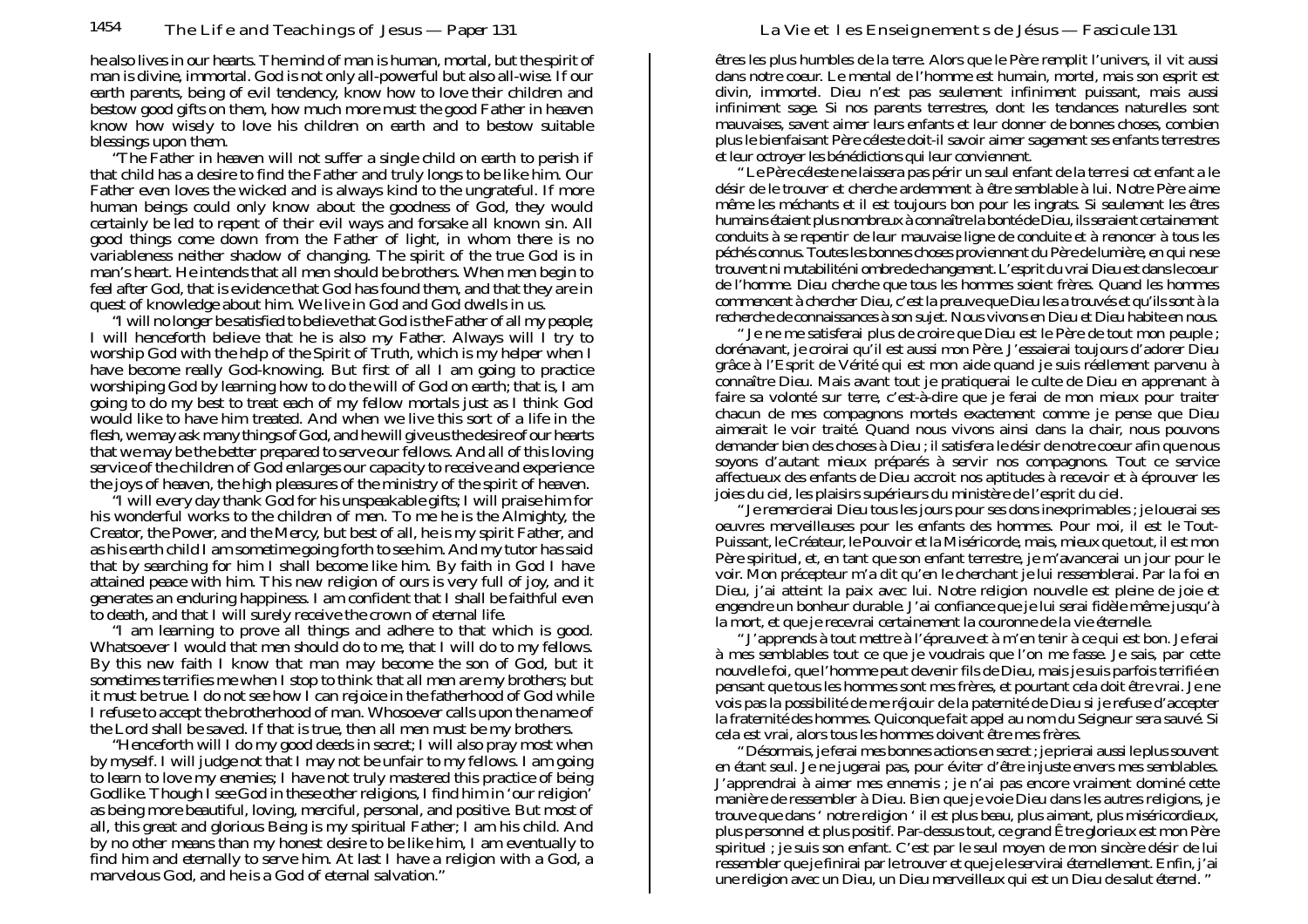he also lives in our hearts. The mind of man is human, mortal, but the spirit of man is divine, immortal. God is not only all-powerful but also all-wise. If our earth parents, being of evil tendency, know how to love their children and bestow good gifts on them, how much more must the good Father in heaven know how wisely to love his children on earth and to bestow suitable blessings upon them.

"The Father in heaven will not suffer a single child on earth to perish if that child has a desire to find the Father and truly longs to be like him. Our Father even loves the wicked and is always kind to the ungrateful. If more human beings could only know about the goodness of God, they would certainly be led to repent of their evil ways and forsake all known sin. All good things come down from the Father of light, in whom there is no variableness neither shadow of changing. The spirit of the true God is in man's heart. He intends that all men should be brothers. When men begin to feel after God, that is evidence that God has found them, and that they are in quest of knowledge about him. We live in God and God dwells in us.

"I will no longer be satisfied to believe that God is the Father of all my people; I will henceforth believe that he is also my Father. Always will I try to worship God with the help of the Spirit of Truth, which is my helper when I have become really God-knowing. But first of all I am going to practice worshiping God by learning how to do the will of God on earth; that is, I am going to do my best to treat each of my fellow mortals just as I think God would like to have him treated. And when we live this sort of a life in the flesh, we may ask many things of God, and he will give us the desire of our hearts that we may be the better prepared to serve our fellows. And all of this loving service of the children of God enlarges our capacity to receive and experience the joys of heaven, the high pleasures of the ministry of the spirit of heaven.

"I will every day thank God for his unspeakable gifts; I will praise him for his wonderful works to the children of men. To me he is the Almighty, the Creator, the Power, and the Mercy, but best of all, he is my spirit Father, and as his earth child I am sometime going forth to see him. And my tutor has said that by searching for him I shall become like him. By faith in God I have attained peace with him. This new religion of ours is very full of joy, and it generates an enduring happiness. I am confident that I shall be faithful even to death, and that I will surely receive the crown of eternal life.

"I am learning to prove all things and adhere to that which is good. Whatsoever I would that men should do to me, that I will do to my fellows. By this new faith I know that man may become the son of God, but it sometimes terrifies me when I stop to think that all men are my brothers; but it must be true. I do not see how I can rejoice in the fatherhood of God while I refuse to accept the brotherhood of man. Whosoever calls upon the name of the Lord shall be saved. If that is true, then all men must be my brothers.

"Henceforth will I do my good deeds in secret; I will also pray most when by myself. I will judge not that I may not be unfair to my fellows. I am going to learn to love my enemies; I have not truly mastered this practice of being Godlike. Though I see God in these other religions, I find him in 'our religion' as being more beautiful, loving, merciful, personal, and positive. But most of all, this great and glorious Being is my spiritual Father; I am his child. And by no other means than my honest desire to be like him, I am eventually to find him and eternally to serve him. At last I have a religion with a God, a marvelous God, and he is a God of eternal salvation."

êtres les plus humbles de la terre. Alors que le Père remplit l'univers, il vit aussi dans notre coeur. Le mental de l'homme est humain, mortel, mais son esprit est divin, immortel. Dieu n'est pas seulement infiniment puissant, mais aussi infiniment sage. Si nos parents terrestres, dont les tendances naturelles sont mauvaises, savent aimer leurs enfants et leur donner de bonnes choses, combien plus le bienfaisant Père céleste doit-il savoir aimer sagement ses enfants terrestres et leur octroyer les bénédictions qui leur conviennent.

" Le Père céleste ne laissera pas périr un seul enfant de la terre si cet enfant a le désir de le trouver et cherche ardemment à être semblable à lui. Notre Père aime même les méchants et il est toujours bon pour les ingrats. Si seulement les êtres humains étaient plus nombreux à connaître la bonté de Dieu, ils seraient certainement conduits à se repentir de leur mauvaise ligne de conduite et à renoncer à tous les péchés connus. Toutes les bonnes choses proviennent du Père de lumière, en qui ne se trouvent ni mutabilité ni ombre de changement. L'esprit du vrai Dieu est dans le coeur de l'homme. Dieu cherche que tous les hommes soient frères. Quand les hommes commencent à chercher Dieu, c'est la preuve que Dieu les a trouvés et qu'ils sont à la recherche de connaissances à son sujet. Nous vivons en Dieu et Dieu habite en nous.

" Je ne me satisferai plus de croire que Dieu est le Père de tout mon peuple ; dorénavant, je croirai qu'il est aussi mon Père. J'essaierai toujours d'adorer Dieu grâce à l'Esprit de Vérité qui est mon aide quand je suis réellement parvenu à connaître Dieu. Mais avant tout je pratiquerai le culte de Dieu en apprenant à faire sa volonté sur terre, c'est-à-dire que je ferai de mon mieux pour traiter chacun de mes compagnons mortels exactement comme je pense que Dieu aimerait le voir traité. Quand nous vivons ainsi dans la chair, nous pouvons demander bien des choses à Dieu ; il satisfera le désir de notre coeur afin que nous soyons d'autant mieux préparés à servir nos compagnons. Tout ce service affectueux des enfants de Dieu accroit nos aptitudes à recevoir et à éprouver les joies du ciel, les plaisirs supérieurs du ministère de l'esprit du ciel.

" Je remercierai Dieu tous les jours pour ses dons inexprimables ; je louerai ses oeuvres merveilleuses pour les enfants des hommes. Pour moi, il est le Tout-Puissant, le Créateur, le Pouvoir et la Miséricorde, mais, mieux que tout, il est mon Père spirituel, et, en tant que son enfant terrestre, je m'avancerai un jour pour le voir. Mon précepteur m'a dit qu'en le cherchant je lui ressemblerai. Par la foi en Dieu, j'ai atteint la paix avec lui. Notre religion nouvelle est pleine de joie et engendre un bonheur durable. J'ai confiance que je lui serai fidèle même jusqu'à la mort, et que je recevrai certainement la couronne de la vie éternelle.

" J'apprends à tout mettre à l'épreuve et à m'en tenir à ce qui est bon. Je ferai à mes semblables tout ce que je voudrais que l'on me fasse. Je sais, par cette nouvelle foi, que l'homme peut devenir fils de Dieu, mais je suis parfois terrifié en pensant que tous les hommes sont mes frères, et pourtant cela doit être vrai. Je ne vois pas la possibilité de me réjouir de la paternité de Dieu si je refuse d'accepter la fraternité des hommes. Quiconque fait appel au nom du Seigneur sera sauvé. Si cela est vrai, alors tous les hommes doivent être mes frères.

" Désormais, je ferai mes bonnes actions en secret ; je prierai aussi le plus souvent en étant seul. Je ne jugerai pas, pour éviter d'être injuste envers mes semblables. J'apprendrai à aimer mes ennemis ; je n'ai pas encore vraiment dominé cette manière de ressembler à Dieu. Bien que je voie Dieu dans les autres religions, je trouve que dans ' notre religion ' il est plus beau, plus aimant, plus miséricordieux, plus personnel et plus positif. Par-dessus tout, ce grand Être glorieux est mon Père spirituel ; je suis son enfant. C'est par le seul moyen de mon sincère désir de lui ressembler que je finirai par le trouver et que je le servirai éternellement. Enfin, j'ai une religion avec un Dieu, un Dieu merveilleux qui est un Dieu de salut éternel. "